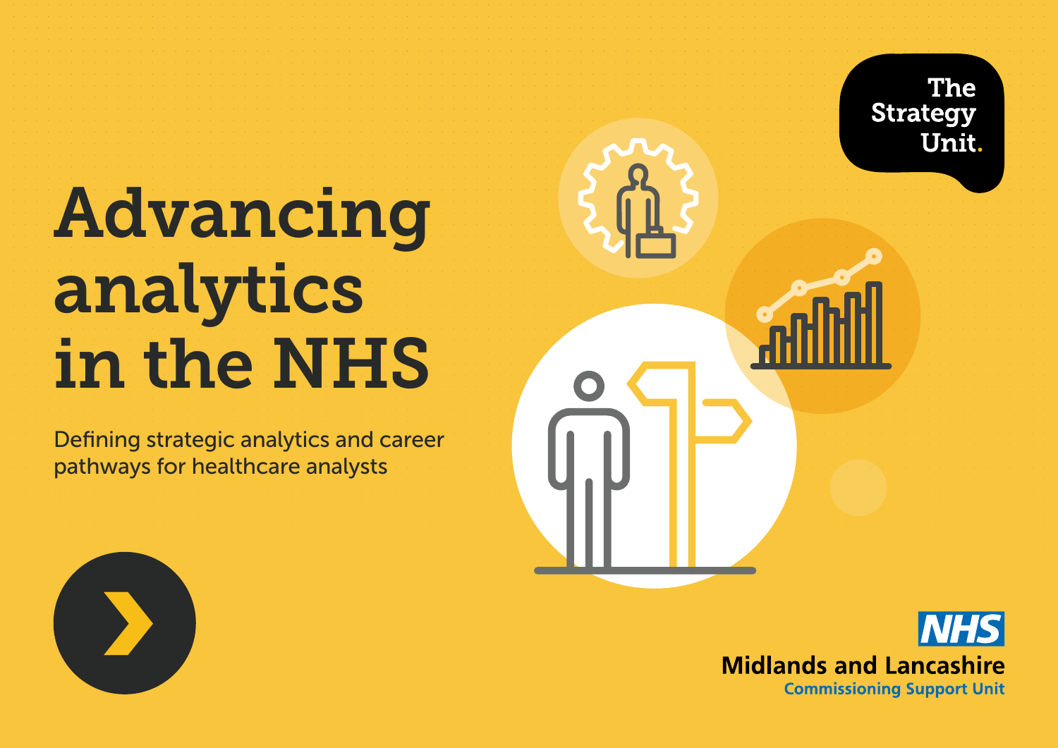# Advancing analytics in the NHS

Defining strategic analytics and career pathways for healthcare analysts

The Strategy Unit.

NHS
Midlands and Lancashire
Commissioning Support Unit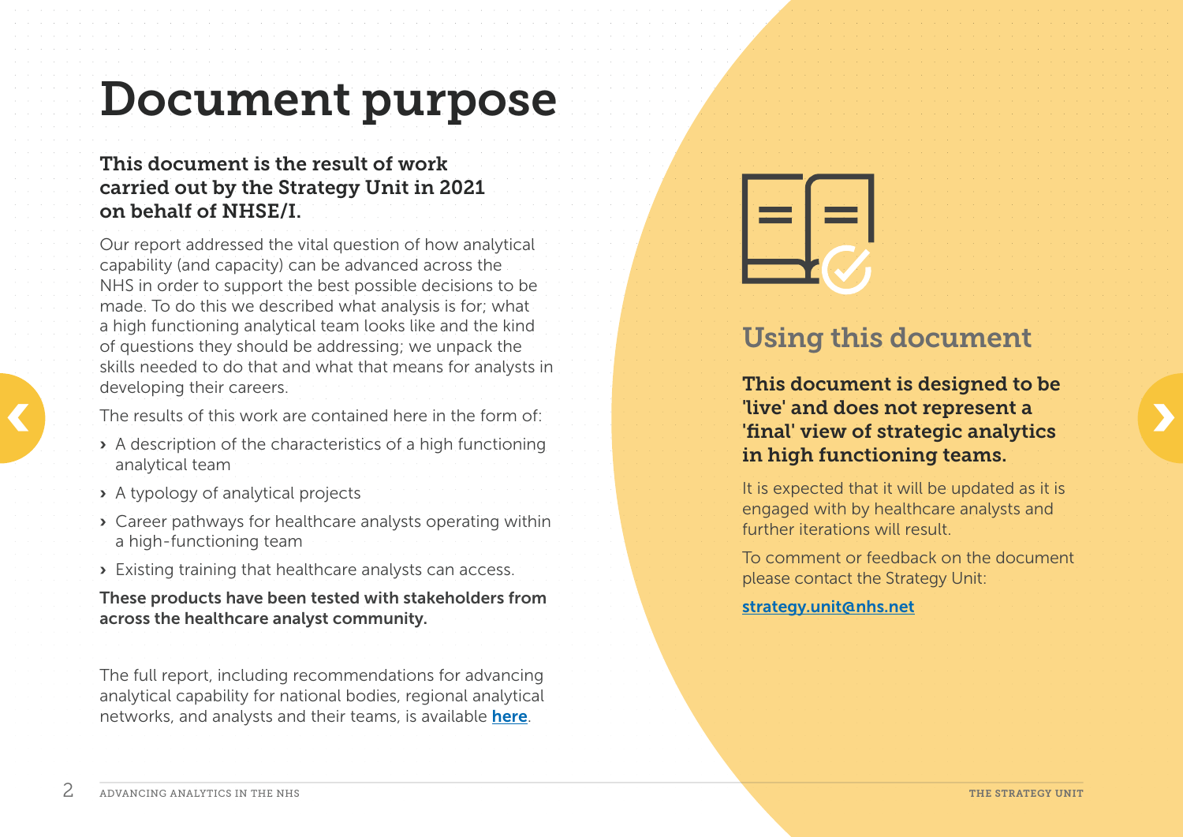# Document purpose

**This document is the result of work carried out by the Strategy Unit in 2021 on behalf of NHSE/I.**

Our report addressed the vital question of how analytical capability (and capacity) can be advanced across the NHS in order to support the best possible decisions to be made. To do this we described what analysis is for; what a high functioning analytical team looks like and the kind of questions they should be addressing; we unpack the skills needed to do that and what that means for analysts in developing their careers.

The results of this work are contained here in the form of:

- A description of the characteristics of a high functioning analytical team
- A typology of analytical projects
- Career pathways for healthcare analysts operating within a high-functioning team
- Existing training that healthcare analysts can access.

**These products have been tested with stakeholders from across the healthcare analyst community.**

The full report, including recommendations for advancing analytical capability for national bodies, regional analytical networks, and analysts and their teams, is available **here**.

## Using this document

**This document is designed to be 'live' and does not represent a 'final' view of strategic analytics in high functioning teams.**

It is expected that it will be updated as it is engaged with by healthcare analysts and further iterations will result.

To comment or feedback on the document please contact the Strategy Unit:

**strategy.unit@nhs.net**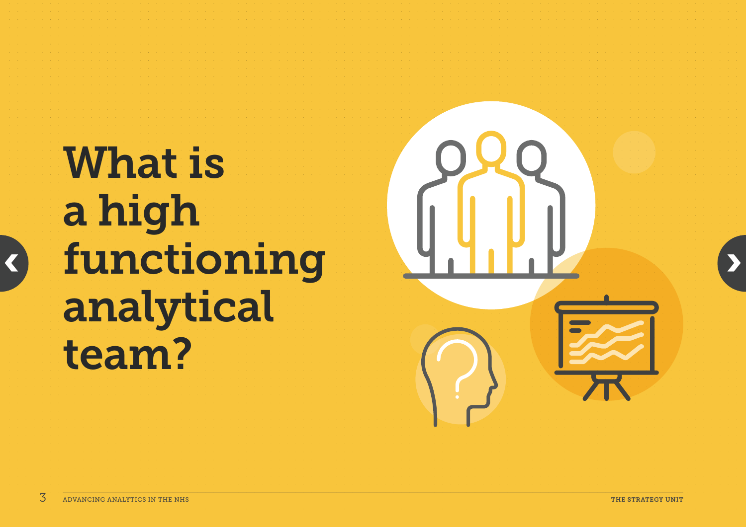# What is a high functioning analytical team?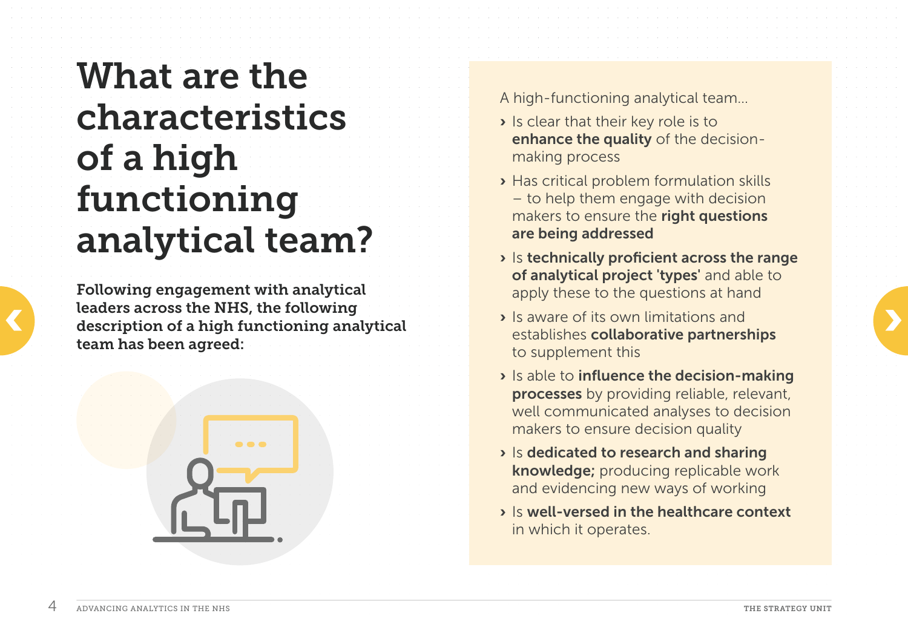# What are the characteristics of a high functioning analytical team?

**Following engagement with analytical leaders across the NHS, the following description of a high functioning analytical team has been agreed:**

A high-functioning analytical team...

- Is clear that their key role is to **enhance the quality** of the decision-making process
- Has critical problem formulation skills – to help them engage with decision makers to ensure the **right questions are being addressed**
- Is **technically proficient across the range of analytical project 'types'** and able to apply these to the questions at hand
- Is aware of its own limitations and establishes **collaborative partnerships** to supplement this
- Is able to **influence the decision-making processes** by providing reliable, relevant, well communicated analyses to decision makers to ensure decision quality
- Is **dedicated to research and sharing knowledge;** producing replicable work and evidencing new ways of working
- Is **well-versed in the healthcare context** in which it operates.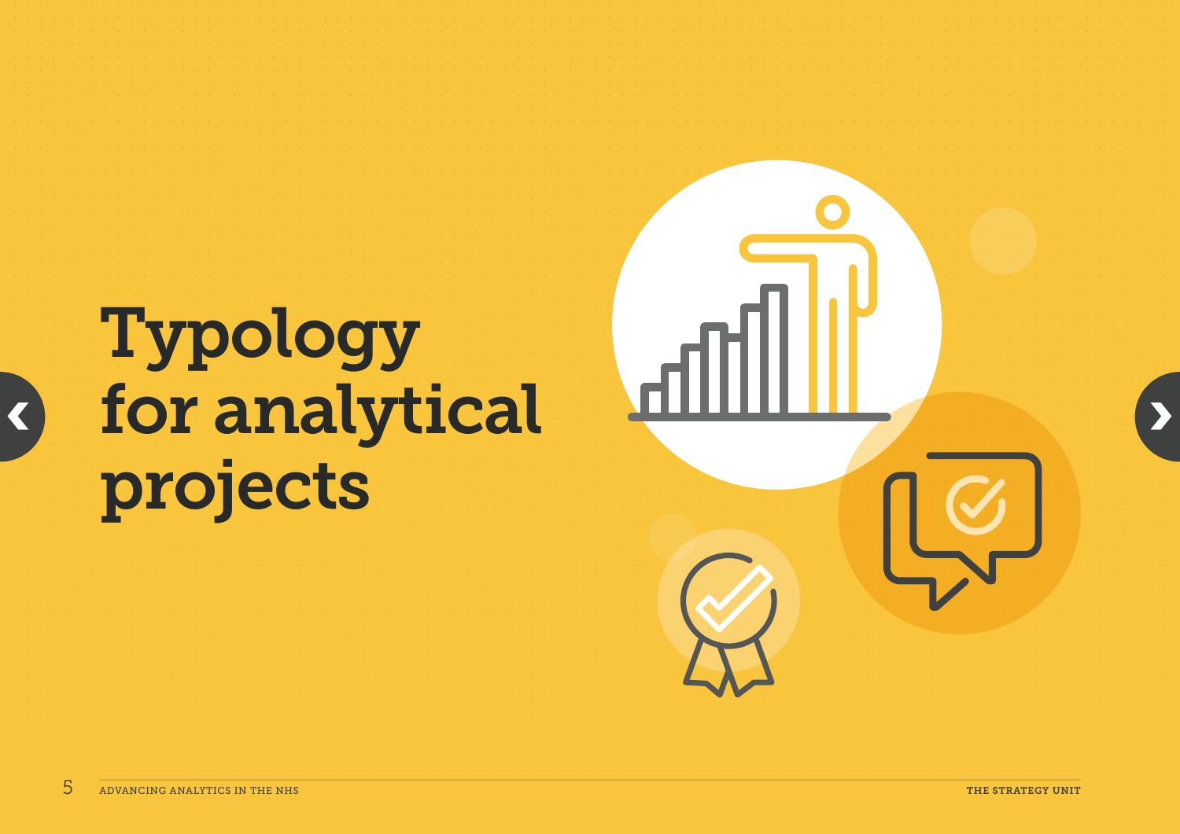# Typology for analytical projects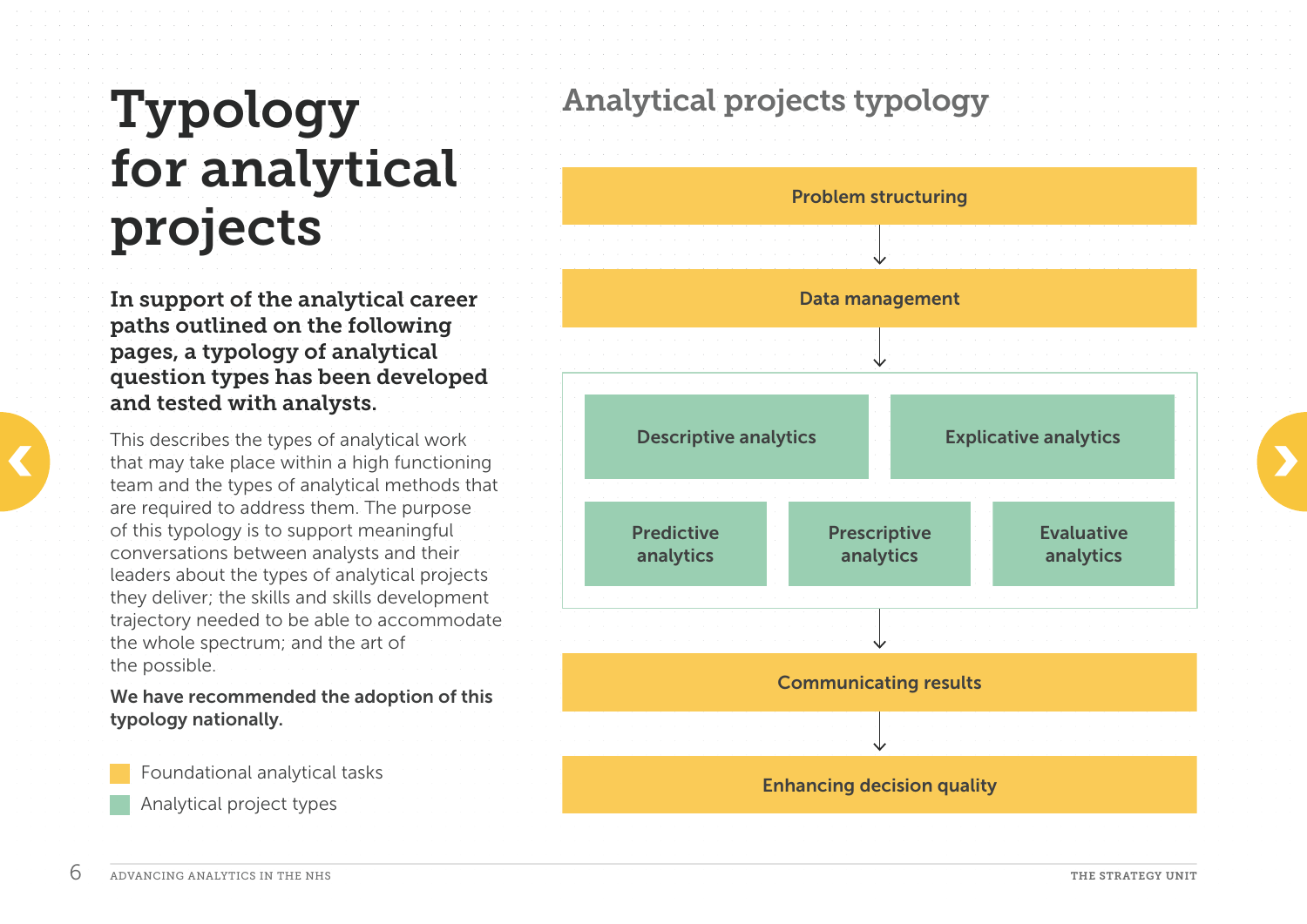# Typology for analytical projects

**In support of the analytical career paths outlined on the following pages, a typology of analytical question types has been developed and tested with analysts.**

This describes the types of analytical work that may take place within a high functioning team and the types of analytical methods that are required to address them. The purpose of this typology is to support meaningful conversations between analysts and their leaders about the types of analytical projects they deliver; the skills and skills development trajectory needed to be able to accommodate the whole spectrum; and the art of the possible.

**We have recommended the adoption of this typology nationally.**

- Foundational analytical tasks
- Analytical project types

## Analytical projects typology

**Problem structuring**

↓

**Data management**

↓

**Descriptive analytics** | **Explicative analytics**

**Predictive analytics** | **Prescriptive analytics** | **Evaluative analytics**

↓

**Communicating results**

↓

**Enhancing decision quality**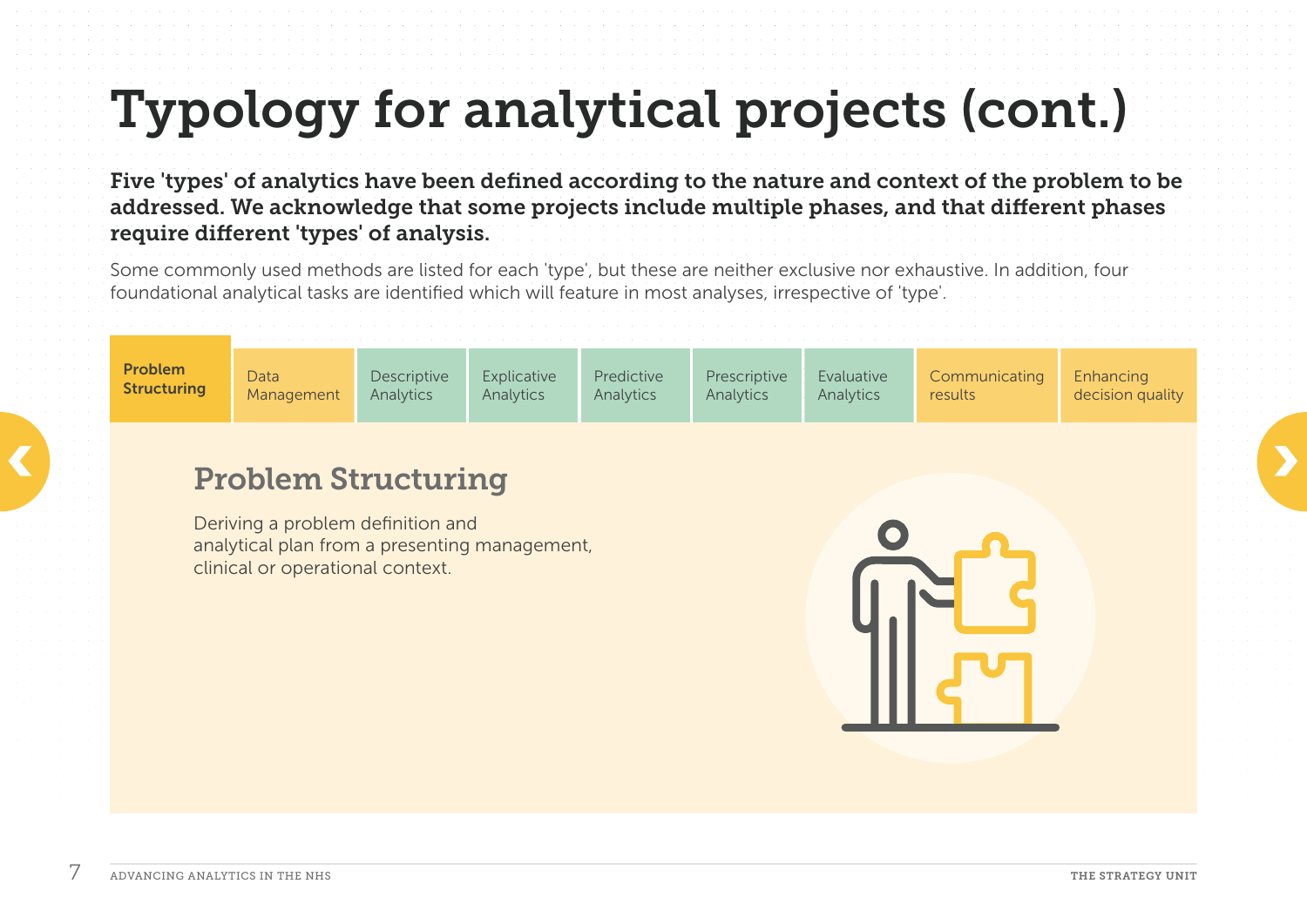# Typology for analytical projects (cont.)

**Five 'types' of analytics have been defined according to the nature and context of the problem to be addressed. We acknowledge that some projects include multiple phases, and that different phases require different 'types' of analysis.**

Some commonly used methods are listed for each 'type', but these are neither exclusive nor exhaustive. In addition, four foundational analytical tasks are identified which will feature in most analyses, irrespective of 'type'.

| **Problem Structuring** | Data Management | Descriptive Analytics | Explicative Analytics | Predictive Analytics | Prescriptive Analytics | Evaluative Analytics | Communicating results | Enhancing decision quality |
|---|---|---|---|---|---|---|---|---|

## Problem Structuring

Deriving a problem definition and analytical plan from a presenting management, clinical or operational context.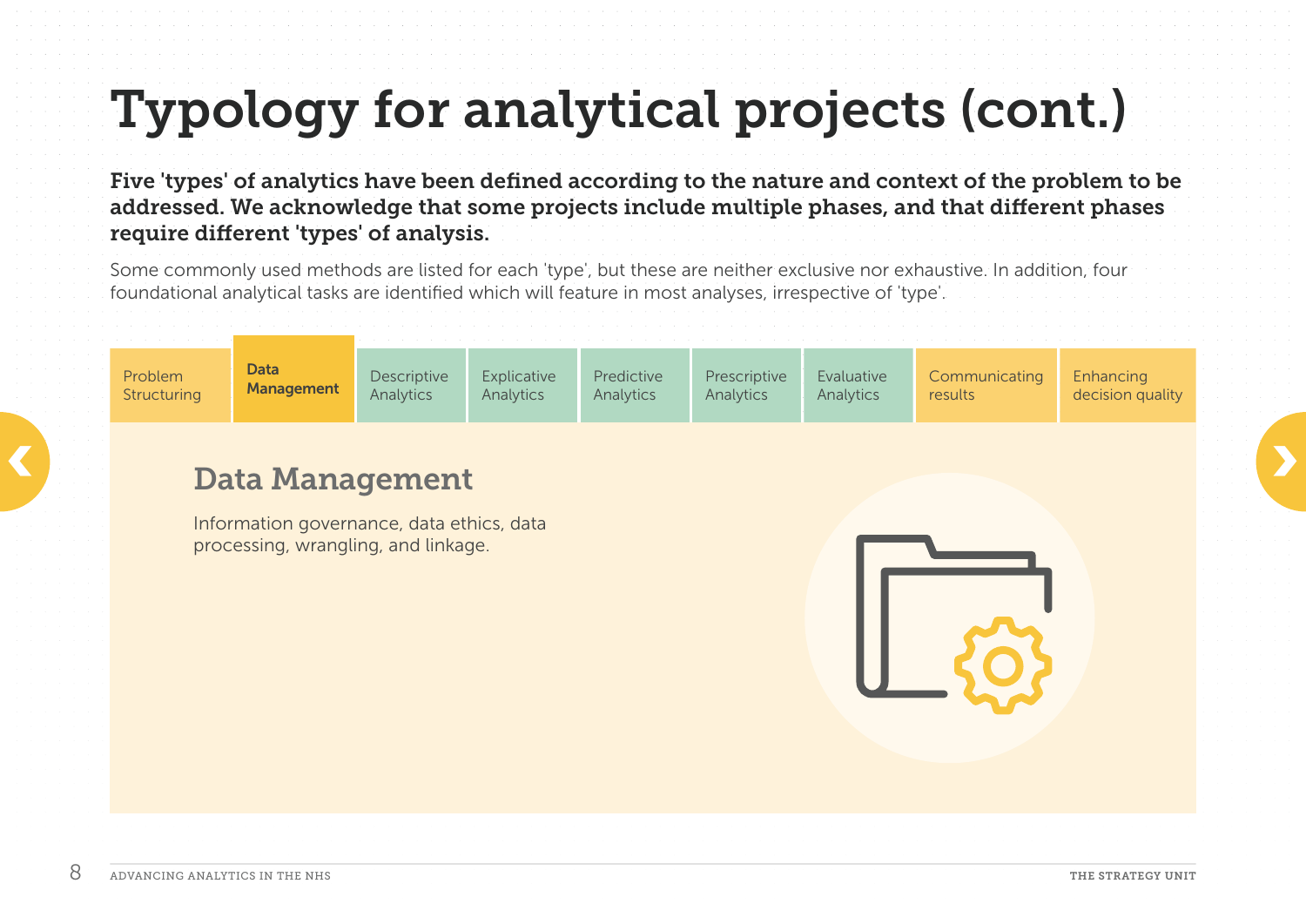# Typology for analytical projects (cont.)

**Five 'types' of analytics have been defined according to the nature and context of the problem to be addressed. We acknowledge that some projects include multiple phases, and that different phases require different 'types' of analysis.**

Some commonly used methods are listed for each 'type', but these are neither exclusive nor exhaustive. In addition, four foundational analytical tasks are identified which will feature in most analyses, irrespective of 'type'.

| Problem Structuring | **Data Management** | Descriptive Analytics | Explicative Analytics | Predictive Analytics | Prescriptive Analytics | Evaluative Analytics | Communicating results | Enhancing decision quality |
|---|---|---|---|---|---|---|---|---|

## Data Management

Information governance, data ethics, data processing, wrangling, and linkage.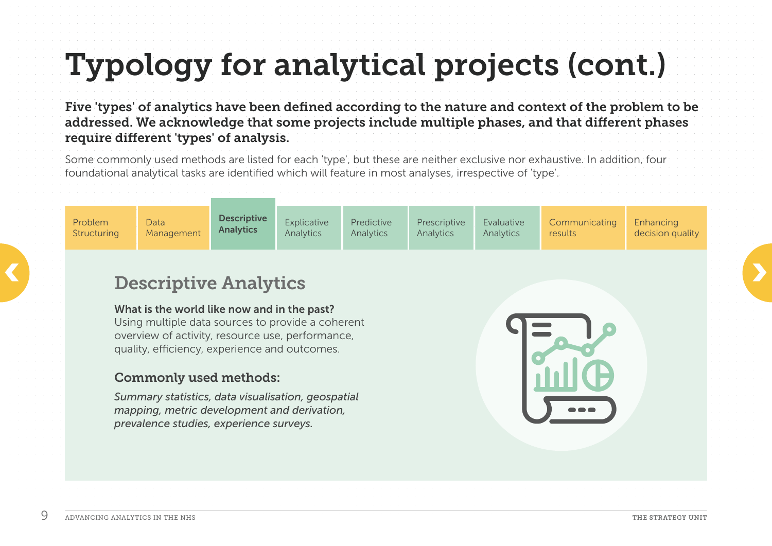# Typology for analytical projects (cont.)

**Five 'types' of analytics have been defined according to the nature and context of the problem to be addressed. We acknowledge that some projects include multiple phases, and that different phases require different 'types' of analysis.**

Some commonly used methods are listed for each 'type', but these are neither exclusive nor exhaustive. In addition, four foundational analytical tasks are identified which will feature in most analyses, irrespective of 'type'.

| Problem Structuring | Data Management | **Descriptive Analytics** | Explicative Analytics | Predictive Analytics | Prescriptive Analytics | Evaluative Analytics | Communicating results | Enhancing decision quality |
|---|---|---|---|---|---|---|---|---|

## Descriptive Analytics

**What is the world like now and in the past?**
Using multiple data sources to provide a coherent overview of activity, resource use, performance, quality, efficiency, experience and outcomes.

### Commonly used methods:

*Summary statistics, data visualisation, geospatial mapping, metric development and derivation, prevalence studies, experience surveys.*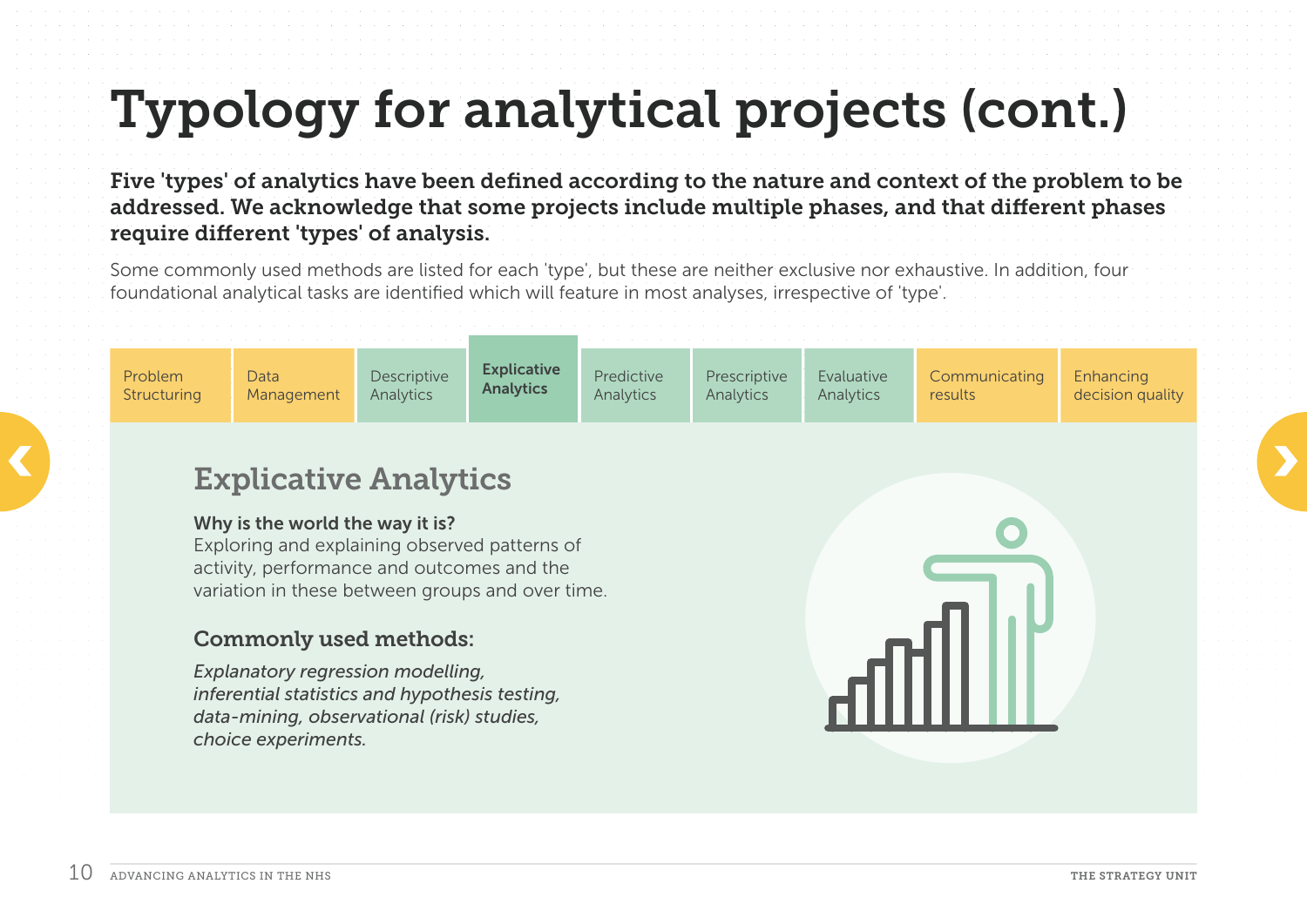# Typology for analytical projects (cont.)

**Five 'types' of analytics have been defined according to the nature and context of the problem to be addressed. We acknowledge that some projects include multiple phases, and that different phases require different 'types' of analysis.**

Some commonly used methods are listed for each 'type', but these are neither exclusive nor exhaustive. In addition, four foundational analytical tasks are identified which will feature in most analyses, irrespective of 'type'.

| Problem Structuring | Data Management | Descriptive Analytics | **Explicative Analytics** | Predictive Analytics | Prescriptive Analytics | Evaluative Analytics | Communicating results | Enhancing decision quality |
|---|---|---|---|---|---|---|---|---|

## Explicative Analytics

**Why is the world the way it is?**
Exploring and explaining observed patterns of activity, performance and outcomes and the variation in these between groups and over time.

### Commonly used methods:

*Explanatory regression modelling, inferential statistics and hypothesis testing, data-mining, observational (risk) studies, choice experiments.*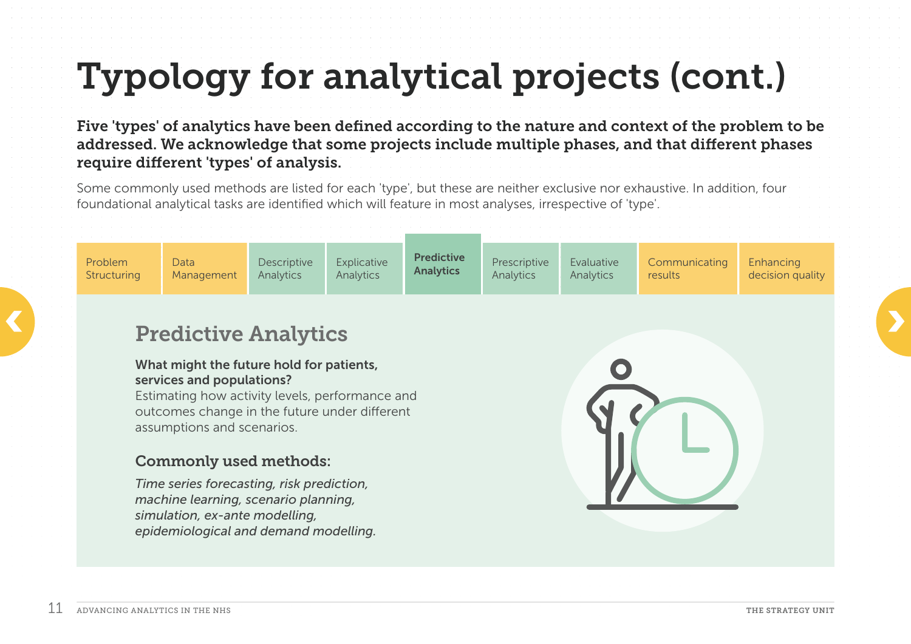# Typology for analytical projects (cont.)

**Five 'types' of analytics have been defined according to the nature and context of the problem to be addressed. We acknowledge that some projects include multiple phases, and that different phases require different 'types' of analysis.**

Some commonly used methods are listed for each 'type', but these are neither exclusive nor exhaustive. In addition, four foundational analytical tasks are identified which will feature in most analyses, irrespective of 'type'.

| Problem Structuring | Data Management | Descriptive Analytics | Explicative Analytics | **Predictive Analytics** | Prescriptive Analytics | Evaluative Analytics | Communicating results | Enhancing decision quality |
|---|---|---|---|---|---|---|---|---|

## Predictive Analytics

**What might the future hold for patients, services and populations?**
Estimating how activity levels, performance and outcomes change in the future under different assumptions and scenarios.

### Commonly used methods:

*Time series forecasting, risk prediction, machine learning, scenario planning, simulation, ex-ante modelling, epidemiological and demand modelling.*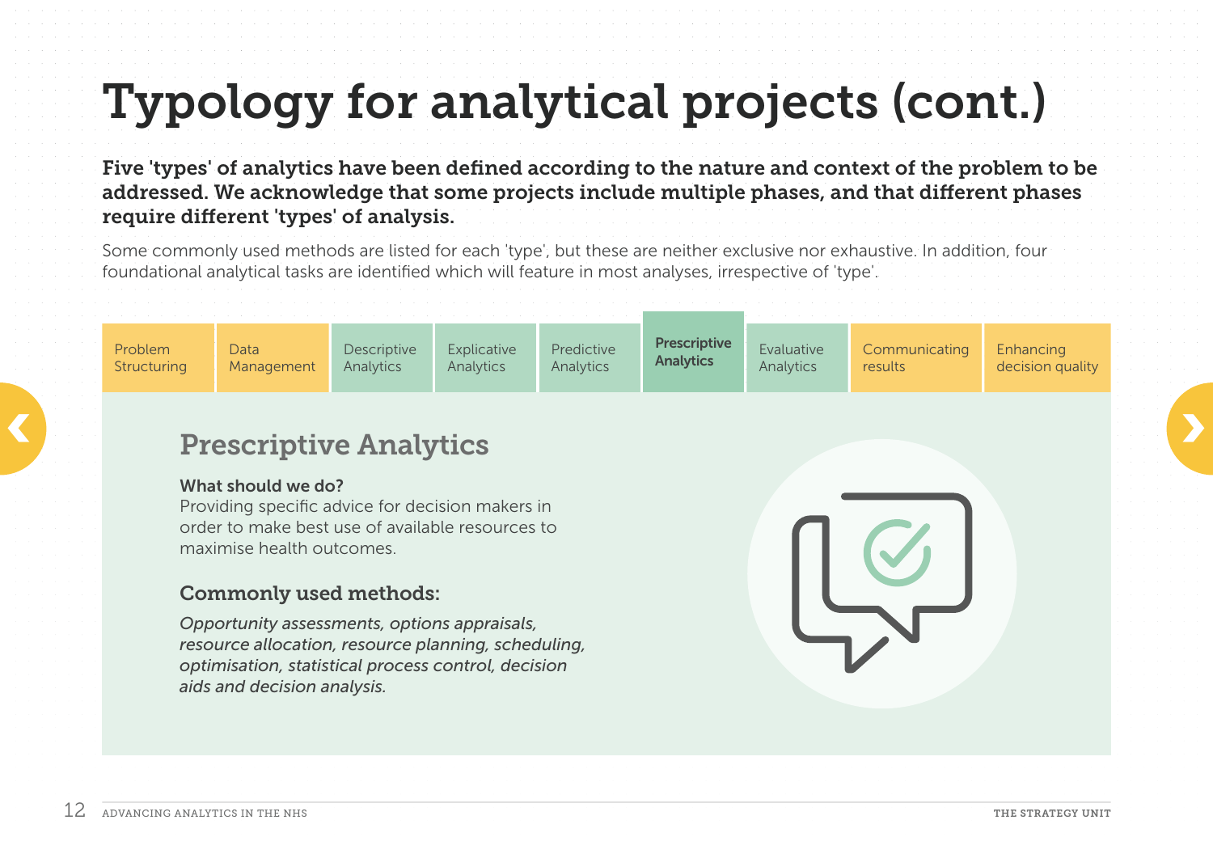# Typology for analytical projects (cont.)

**Five 'types' of analytics have been defined according to the nature and context of the problem to be addressed. We acknowledge that some projects include multiple phases, and that different phases require different 'types' of analysis.**

Some commonly used methods are listed for each 'type', but these are neither exclusive nor exhaustive. In addition, four foundational analytical tasks are identified which will feature in most analyses, irrespective of 'type'.

| Problem Structuring | Data Management | Descriptive Analytics | Explicative Analytics | Predictive Analytics | **Prescriptive Analytics** | Evaluative Analytics | Communicating results | Enhancing decision quality |
|---|---|---|---|---|---|---|---|---|

## Prescriptive Analytics

**What should we do?**
Providing specific advice for decision makers in order to make best use of available resources to maximise health outcomes.

### Commonly used methods:

*Opportunity assessments, options appraisals, resource allocation, resource planning, scheduling, optimisation, statistical process control, decision aids and decision analysis.*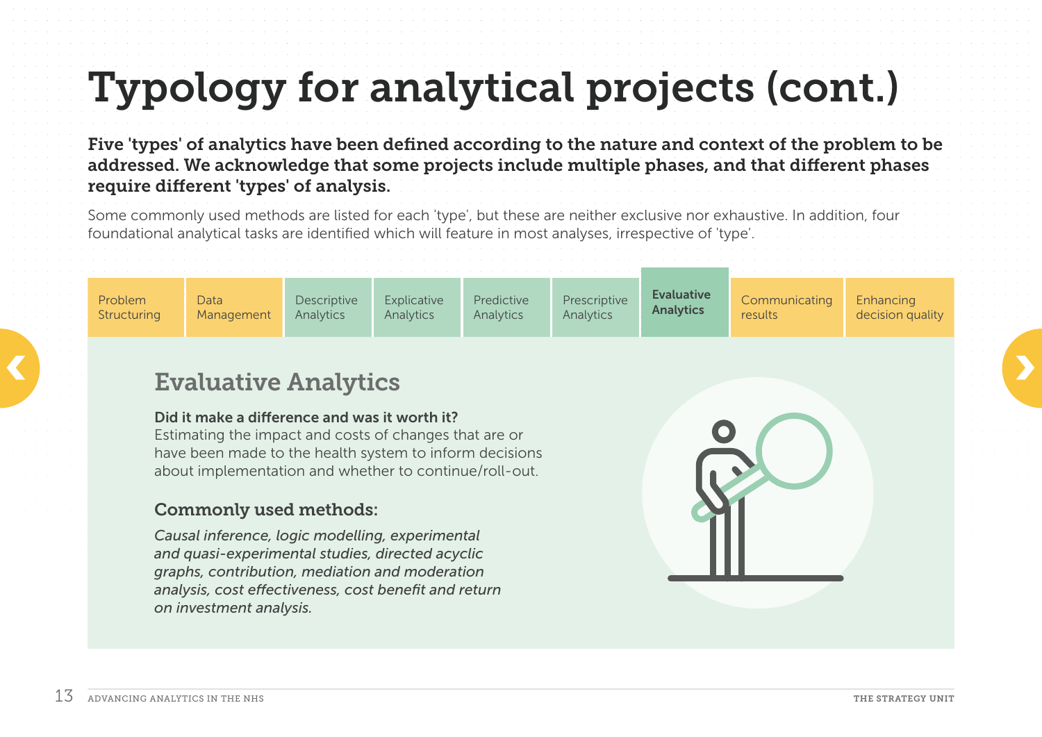# Typology for analytical projects (cont.)

**Five 'types' of analytics have been defined according to the nature and context of the problem to be addressed. We acknowledge that some projects include multiple phases, and that different phases require different 'types' of analysis.**

Some commonly used methods are listed for each 'type', but these are neither exclusive nor exhaustive. In addition, four foundational analytical tasks are identified which will feature in most analyses, irrespective of 'type'.

| Problem Structuring | Data Management | Descriptive Analytics | Explicative Analytics | Predictive Analytics | Prescriptive Analytics | **Evaluative Analytics** | Communicating results | Enhancing decision quality |
|---|---|---|---|---|---|---|---|---|

## Evaluative Analytics

**Did it make a difference and was it worth it?**
Estimating the impact and costs of changes that are or have been made to the health system to inform decisions about implementation and whether to continue/roll-out.

### Commonly used methods:

*Causal inference, logic modelling, experimental and quasi-experimental studies, directed acyclic graphs, contribution, mediation and moderation analysis, cost effectiveness, cost benefit and return on investment analysis.*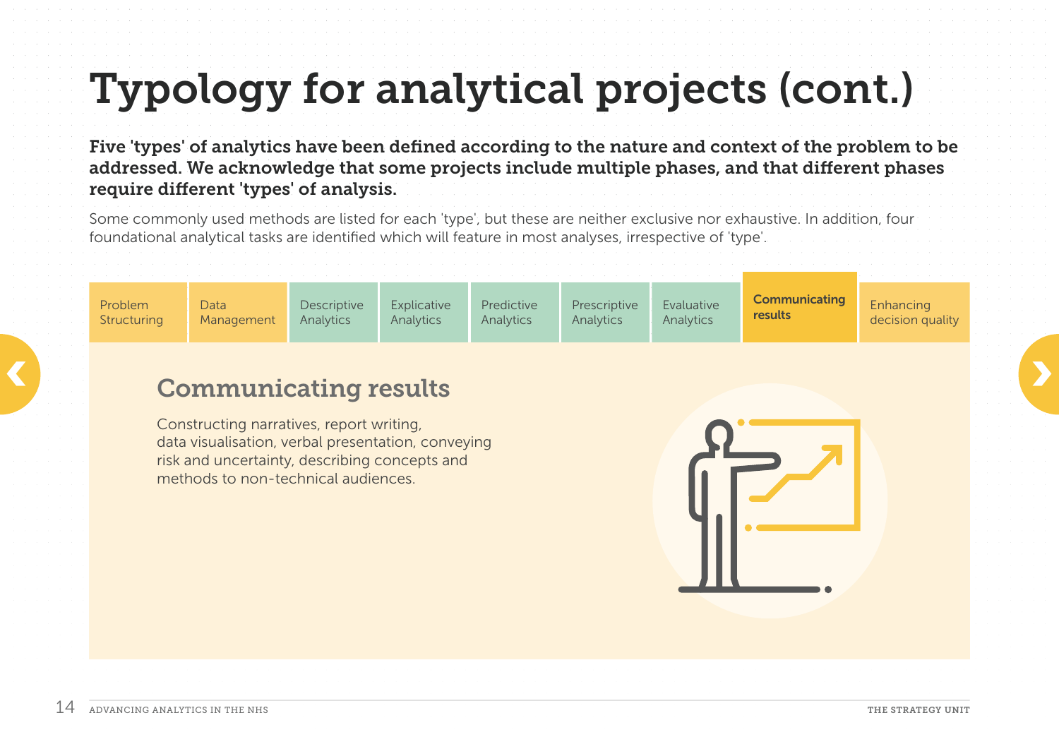# Typology for analytical projects (cont.)

**Five 'types' of analytics have been defined according to the nature and context of the problem to be addressed. We acknowledge that some projects include multiple phases, and that different phases require different 'types' of analysis.**

Some commonly used methods are listed for each 'type', but these are neither exclusive nor exhaustive. In addition, four foundational analytical tasks are identified which will feature in most analyses, irrespective of 'type'.

| Problem Structuring | Data Management | Descriptive Analytics | Explicative Analytics | Predictive Analytics | Prescriptive Analytics | Evaluative Analytics | **Communicating results** | Enhancing decision quality |
|---|---|---|---|---|---|---|---|---|

## Communicating results

Constructing narratives, report writing, data visualisation, verbal presentation, conveying risk and uncertainty, describing concepts and methods to non-technical audiences.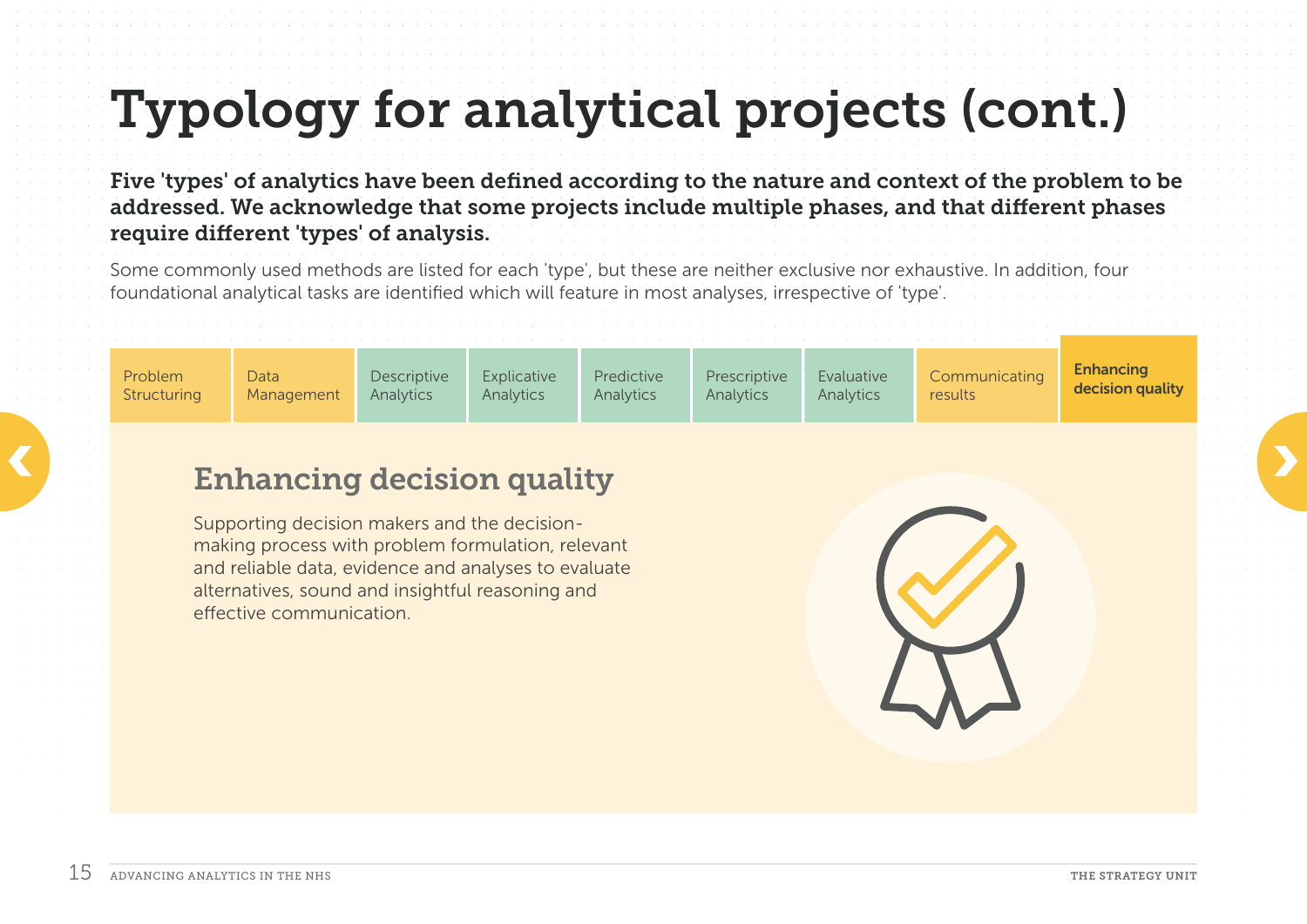# Typology for analytical projects (cont.)

**Five 'types' of analytics have been defined according to the nature and context of the problem to be addressed. We acknowledge that some projects include multiple phases, and that different phases require different 'types' of analysis.**

Some commonly used methods are listed for each 'type', but these are neither exclusive nor exhaustive. In addition, four foundational analytical tasks are identified which will feature in most analyses, irrespective of 'type'.

| Problem Structuring | Data Management | Descriptive Analytics | Explicative Analytics | Predictive Analytics | Prescriptive Analytics | Evaluative Analytics | Communicating results | **Enhancing decision quality** |
|---|---|---|---|---|---|---|---|---|

## Enhancing decision quality

Supporting decision makers and the decision-making process with problem formulation, relevant and reliable data, evidence and analyses to evaluate alternatives, sound and insightful reasoning and effective communication.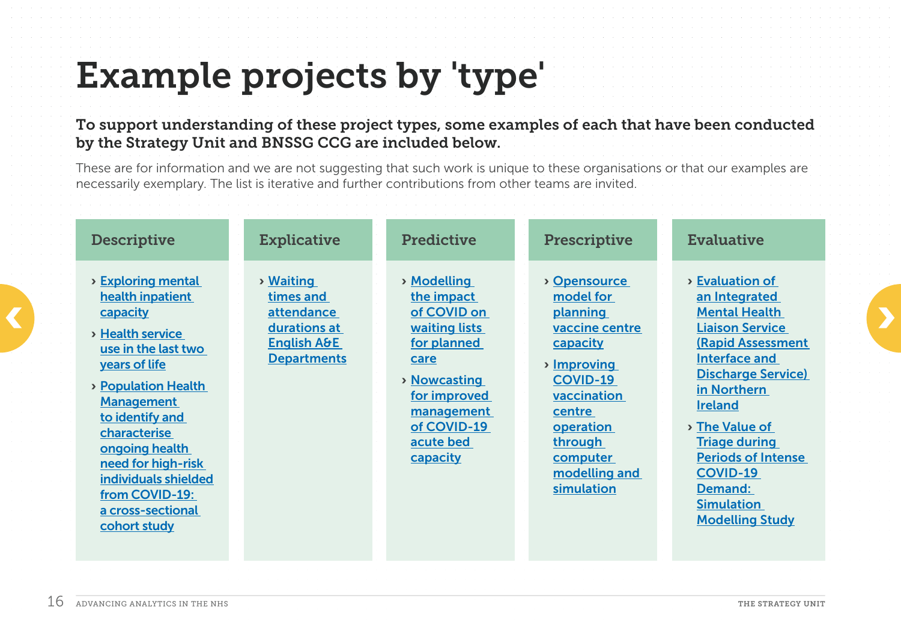# Example projects by 'type'

**To support understanding of these project types, some examples of each that have been conducted by the Strategy Unit and BNSSG CCG are included below.**

These are for information and we are not suggesting that such work is unique to these organisations or that our examples are necessarily exemplary. The list is iterative and further contributions from other teams are invited.

### Descriptive

- Exploring mental health inpatient capacity
- Health service use in the last two years of life
- Population Health Management to identify and characterise ongoing health need for high-risk individuals shielded from COVID-19: a cross-sectional cohort study

### Explicative

- Waiting times and attendance durations at English A&E Departments

### Predictive

- Modelling the impact of COVID on waiting lists for planned care
- Nowcasting for improved management of COVID-19 acute bed capacity

### Prescriptive

- Opensource model for planning vaccine centre capacity
- Improving COVID-19 vaccination centre operation through computer modelling and simulation

### Evaluative

- Evaluation of an Integrated Mental Health Liaison Service (Rapid Assessment Interface and Discharge Service) in Northern Ireland
- The Value of Triage during Periods of Intense COVID-19 Demand: Simulation Modelling Study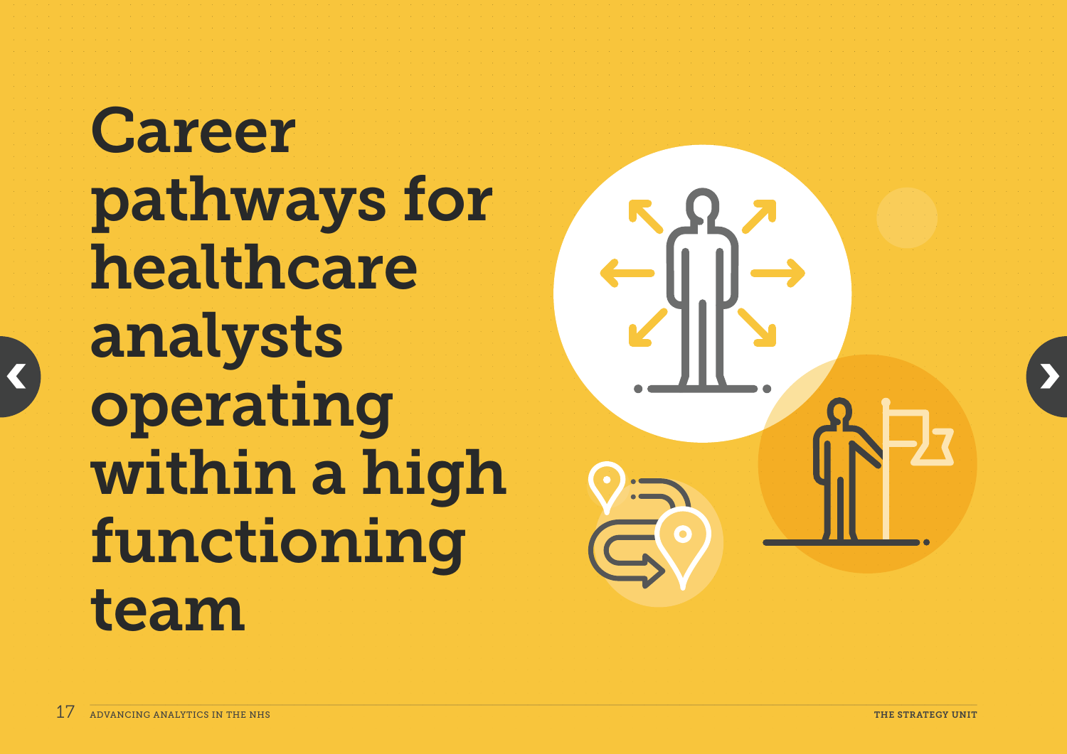# Career pathways for healthcare analysts operating within a high functioning team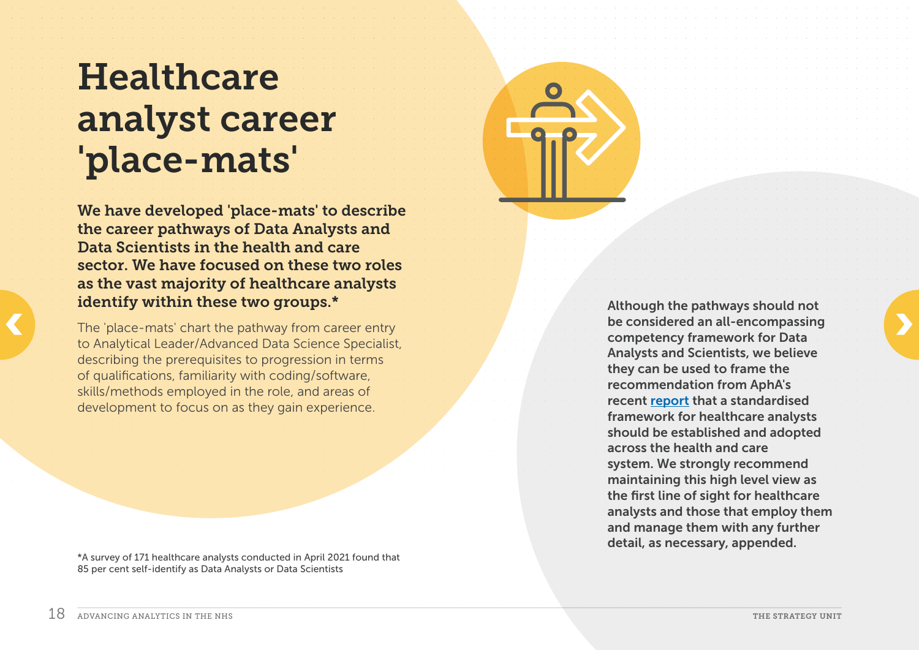# Healthcare analyst career 'place-mats'

**We have developed 'place-mats' to describe the career pathways of Data Analysts and Data Scientists in the health and care sector. We have focused on these two roles as the vast majority of healthcare analysts identify within these two groups.***

The 'place-mats' chart the pathway from career entry to Analytical Leader/Advanced Data Science Specialist, describing the prerequisites to progression in terms of qualifications, familiarity with coding/software, skills/methods employed in the role, and areas of development to focus on as they gain experience.

**Although the pathways should not be considered an all-encompassing competency framework for Data Analysts and Scientists, we believe they can be used to frame the recommendation from AphA's recent report that a standardised framework for healthcare analysts should be established and adopted across the health and care system. We strongly recommend maintaining this high level view as the first line of sight for healthcare analysts and those that employ them and manage them with any further detail, as necessary, appended.**

*A survey of 171 healthcare analysts conducted in April 2021 found that 85 per cent self-identify as Data Analysts or Data Scientists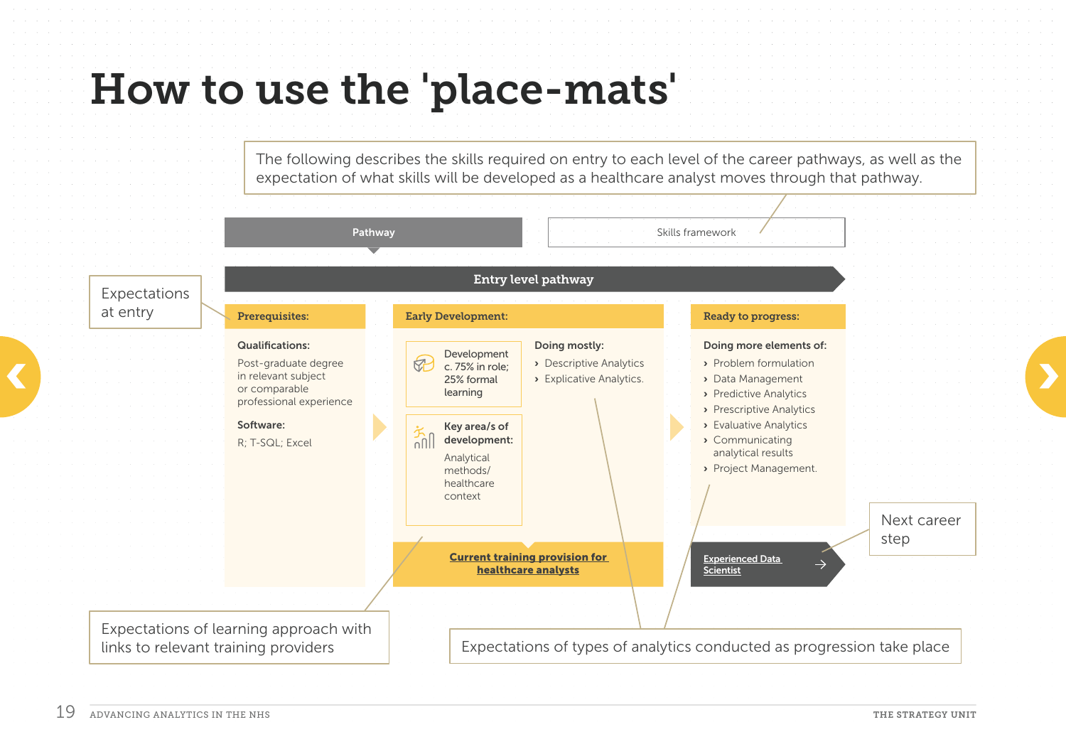# How to use the 'place-mats'

The following describes the skills required on entry to each level of the career pathways, as well as the expectation of what skills will be developed as a healthcare analyst moves through that pathway.

Pathway | Skills framework

**Entry level pathway**

Expectations at entry

**Prerequisites:**

**Qualifications:**
Post-graduate degree in relevant subject or comparable professional experience

**Software:**
R; T-SQL; Excel

**Early Development:**

Development c. 75% in role; 25% formal learning

**Key area/s of development:**
Analytical methods/ healthcare context

**Doing mostly:**
- Descriptive Analytics
- Explicative Analytics.

**Current training provision for healthcare analysts**

**Ready to progress:**

**Doing more elements of:**
- Problem formulation
- Data Management
- Predictive Analytics
- Prescriptive Analytics
- Evaluative Analytics
- Communicating analytical results
- Project Management.

Experienced Data Scientist

Next career step

Expectations of learning approach with links to relevant training providers

Expectations of types of analytics conducted as progression take place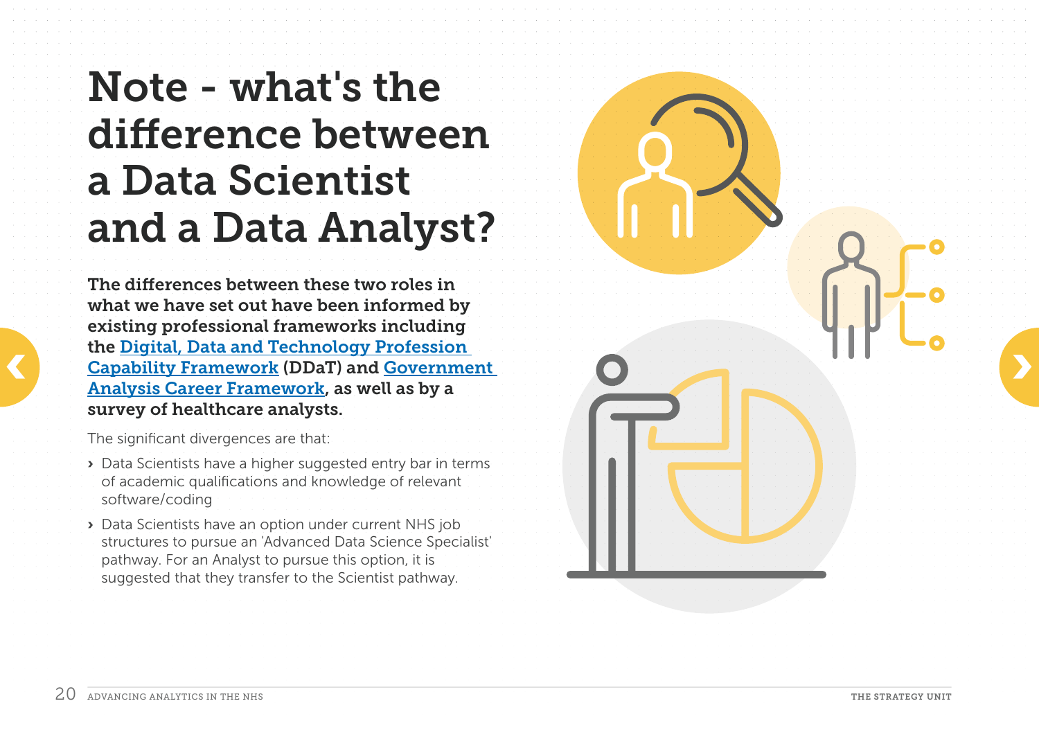# Note - what's the difference between a Data Scientist and a Data Analyst?

**The differences between these two roles in what we have set out have been informed by existing professional frameworks including the [Digital, Data and Technology Profession Capability Framework](#) (DDaT) and [Government Analysis Career Framework](#), as well as by a survey of healthcare analysts.**

The significant divergences are that:

- Data Scientists have a higher suggested entry bar in terms of academic qualifications and knowledge of relevant software/coding
- Data Scientists have an option under current NHS job structures to pursue an 'Advanced Data Science Specialist' pathway. For an Analyst to pursue this option, it is suggested that they transfer to the Scientist pathway.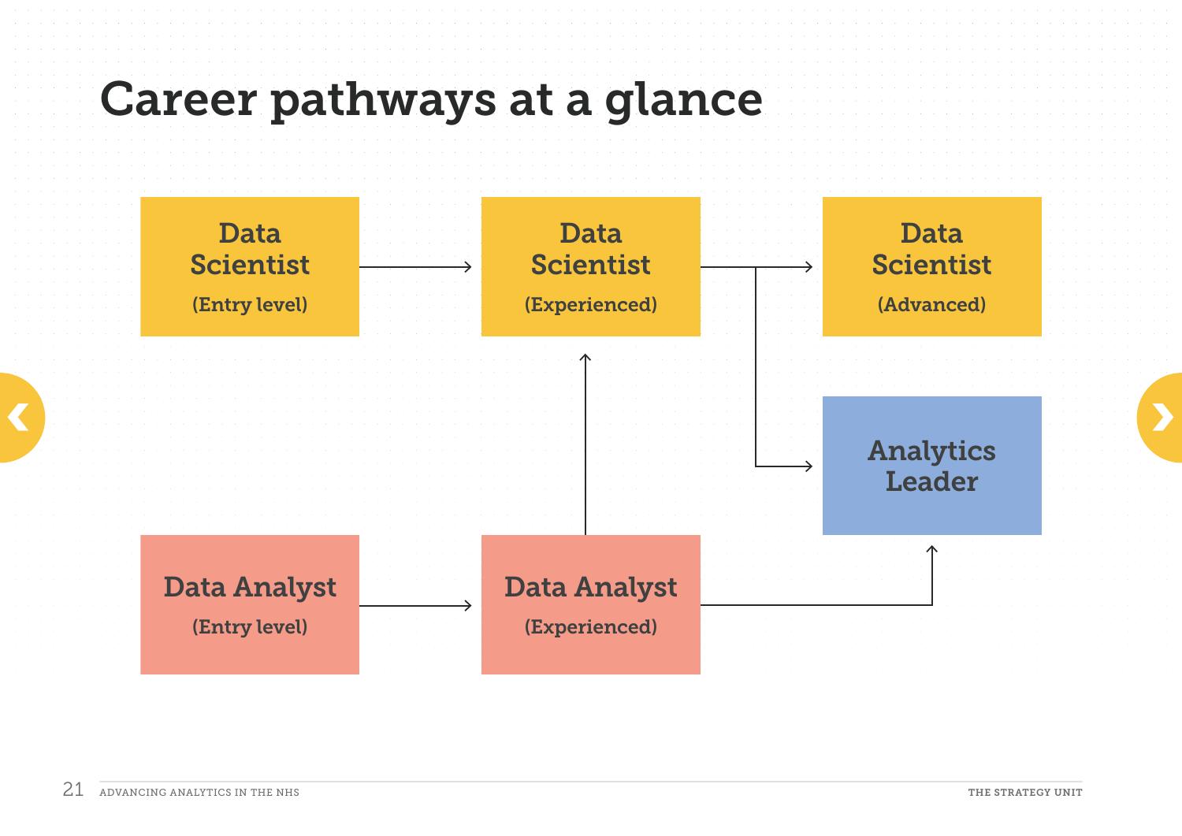# Career pathways at a glance

Data Scientist (Entry level)

Data Scientist (Experienced)

Data Scientist (Advanced)

Analytics Leader

Data Analyst (Entry level)

Data Analyst (Experienced)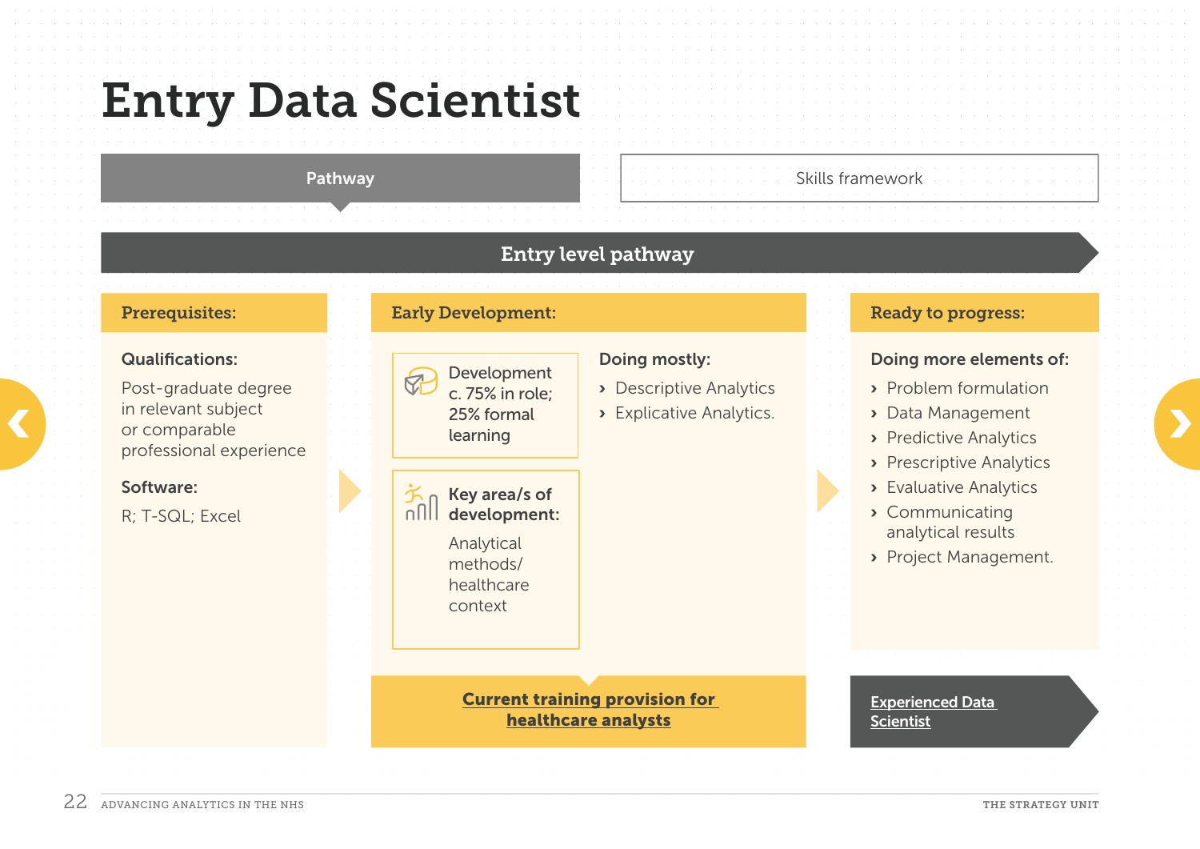# Entry Data Scientist

Pathway | Skills framework

## Entry level pathway

### Prerequisites:

**Qualifications:**

Post-graduate degree in relevant subject or comparable professional experience

**Software:**

R; T-SQL; Excel

### Early Development:

Development c. 75% in role; 25% formal learning

**Key area/s of development:**

Analytical methods/ healthcare context

**Doing mostly:**

- Descriptive Analytics
- Explicative Analytics.

**Current training provision for healthcare analysts**

### Ready to progress:

**Doing more elements of:**

- Problem formulation
- Data Management
- Predictive Analytics
- Prescriptive Analytics
- Evaluative Analytics
- Communicating analytical results
- Project Management.

**Experienced Data Scientist**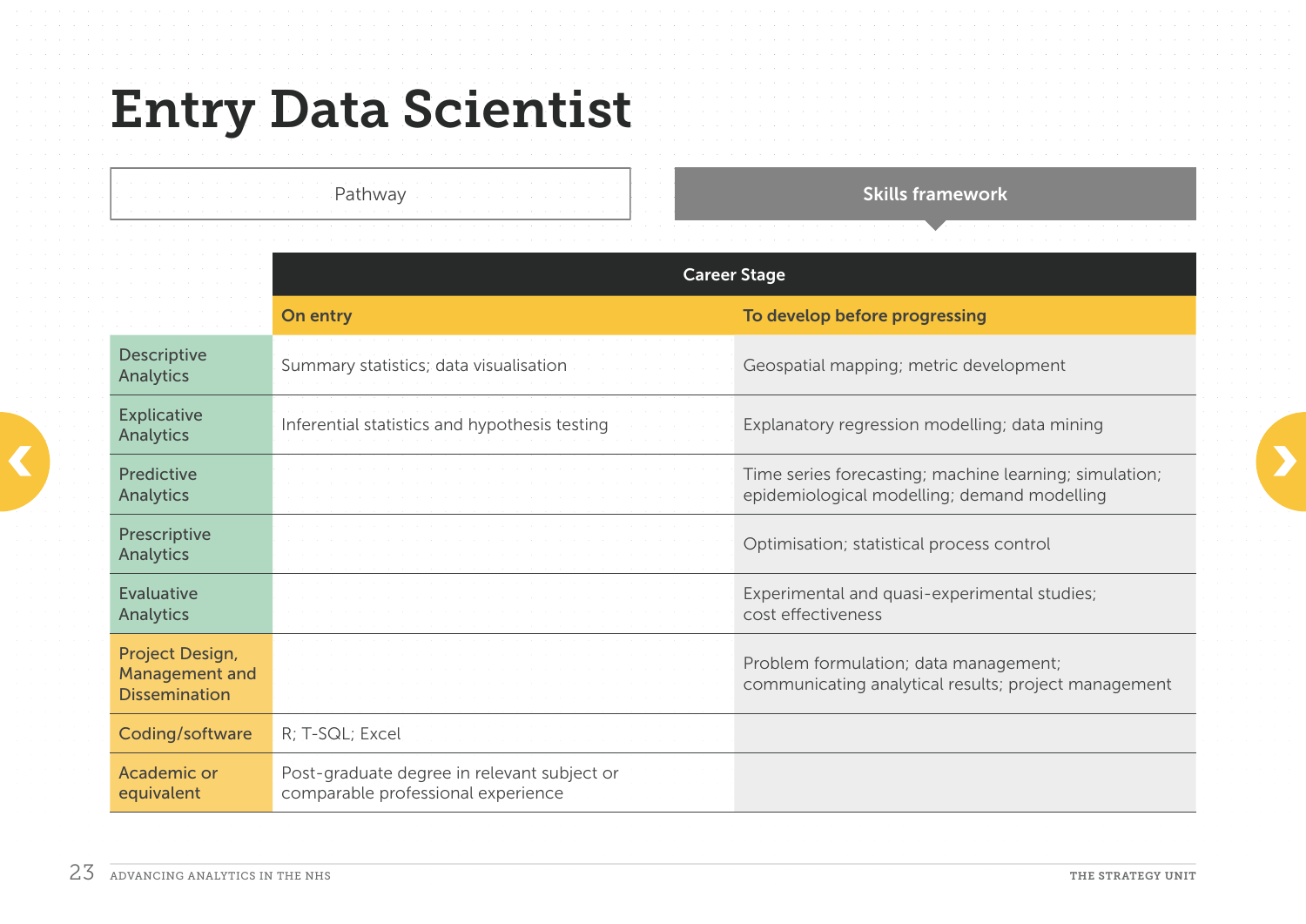# Entry Data Scientist

Pathway | **Skills framework**

| | Career Stage | |
|---|---|---|
| | **On entry** | **To develop before progressing** |
| Descriptive Analytics | Summary statistics; data visualisation | Geospatial mapping; metric development |
| Explicative Analytics | Inferential statistics and hypothesis testing | Explanatory regression modelling; data mining |
| Predictive Analytics | | Time series forecasting; machine learning; simulation; epidemiological modelling; demand modelling |
| Prescriptive Analytics | | Optimisation; statistical process control |
| Evaluative Analytics | | Experimental and quasi-experimental studies; cost effectiveness |
| Project Design, Management and Dissemination | | Problem formulation; data management; communicating analytical results; project management |
| Coding/software | R; T-SQL; Excel | |
| Academic or equivalent | Post-graduate degree in relevant subject or comparable professional experience | |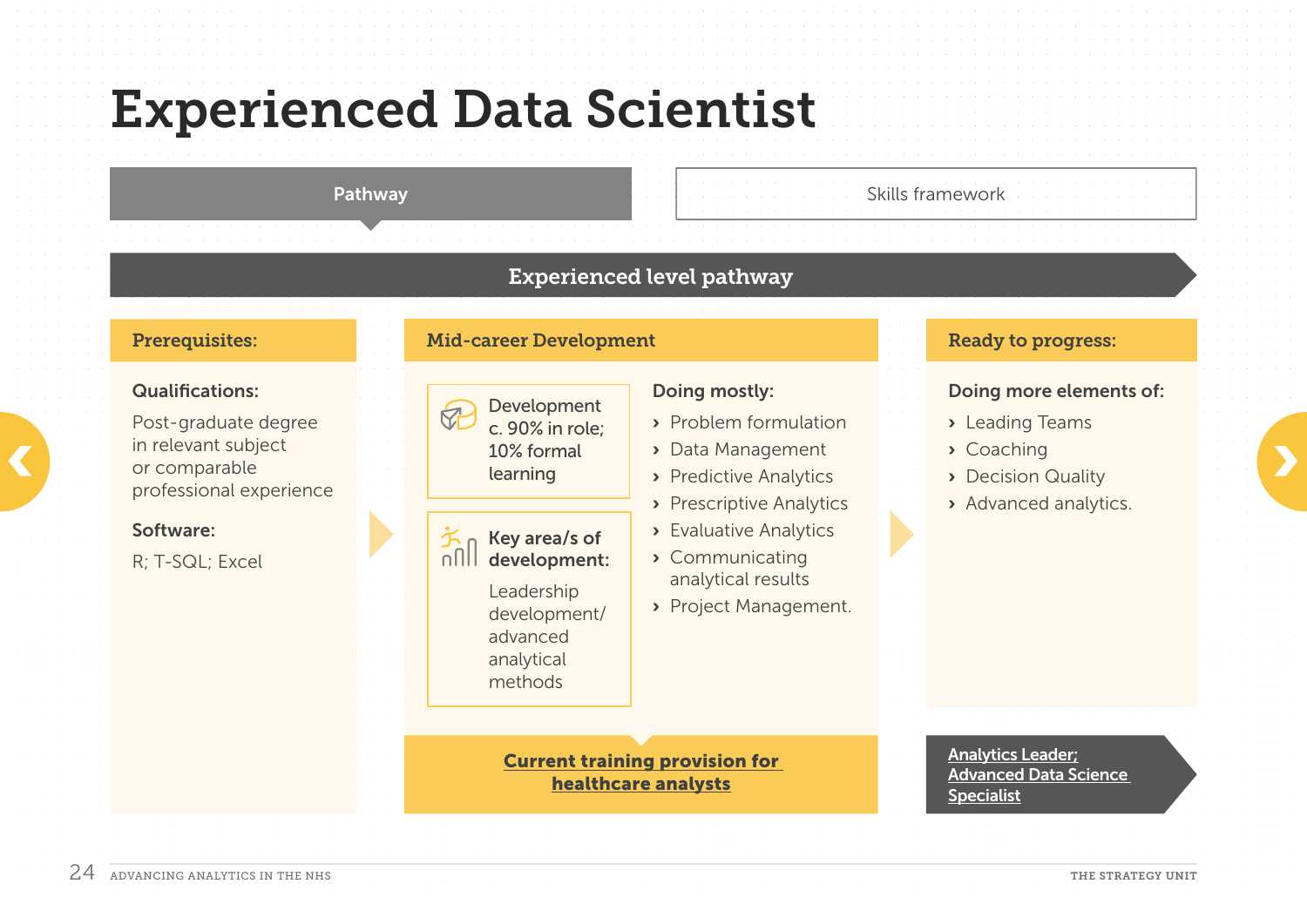# Experienced Data Scientist

Pathway | Skills framework

## Experienced level pathway

### Prerequisites:

**Qualifications:**

Post-graduate degree in relevant subject or comparable professional experience

**Software:**

R; T-SQL; Excel

### Mid-career Development

Development c. 90% in role; 10% formal learning

**Key area/s of development:**

Leadership development/ advanced analytical methods

**Doing mostly:**

- Problem formulation
- Data Management
- Predictive Analytics
- Prescriptive Analytics
- Evaluative Analytics
- Communicating analytical results
- Project Management.

**Current training provision for healthcare analysts**

### Ready to progress:

**Doing more elements of:**

- Leading Teams
- Coaching
- Decision Quality
- Advanced analytics.

**Analytics Leader; Advanced Data Science Specialist**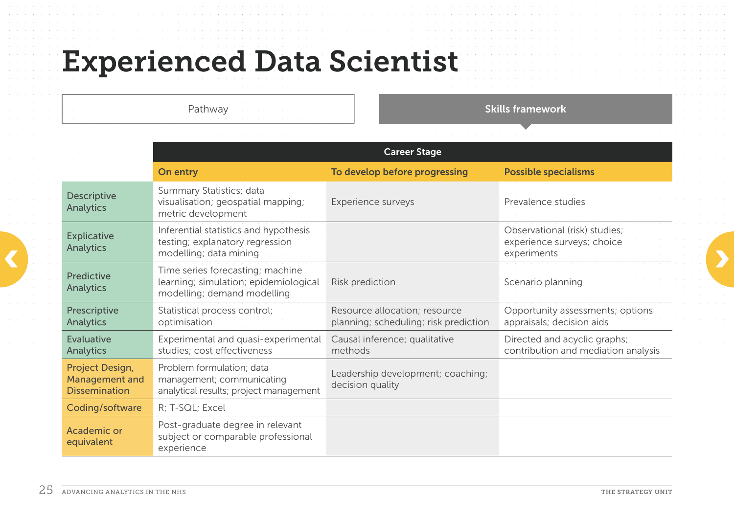# Experienced Data Scientist

Pathway | **Skills framework**

| | Career Stage | | |
|---|---|---|---|
| | **On entry** | **To develop before progressing** | **Possible specialisms** |
| Descriptive Analytics | Summary Statistics; data visualisation; geospatial mapping; metric development | Experience surveys | Prevalence studies |
| Explicative Analytics | Inferential statistics and hypothesis testing; explanatory regression modelling; data mining | | Observational (risk) studies; experience surveys; choice experiments |
| Predictive Analytics | Time series forecasting; machine learning; simulation; epidemiological modelling; demand modelling | Risk prediction | Scenario planning |
| Prescriptive Analytics | Statistical process control; optimisation | Resource allocation; resource planning; scheduling; risk prediction | Opportunity assessments; options appraisals; decision aids |
| Evaluative Analytics | Experimental and quasi-experimental studies; cost effectiveness | Causal inference; qualitative methods | Directed and acyclic graphs; contribution and mediation analysis |
| Project Design, Management and Dissemination | Problem formulation; data management; communicating analytical results; project management | Leadership development; coaching; decision quality | |
| Coding/software | R; T-SQL; Excel | | |
| Academic or equivalent | Post-graduate degree in relevant subject or comparable professional experience | | |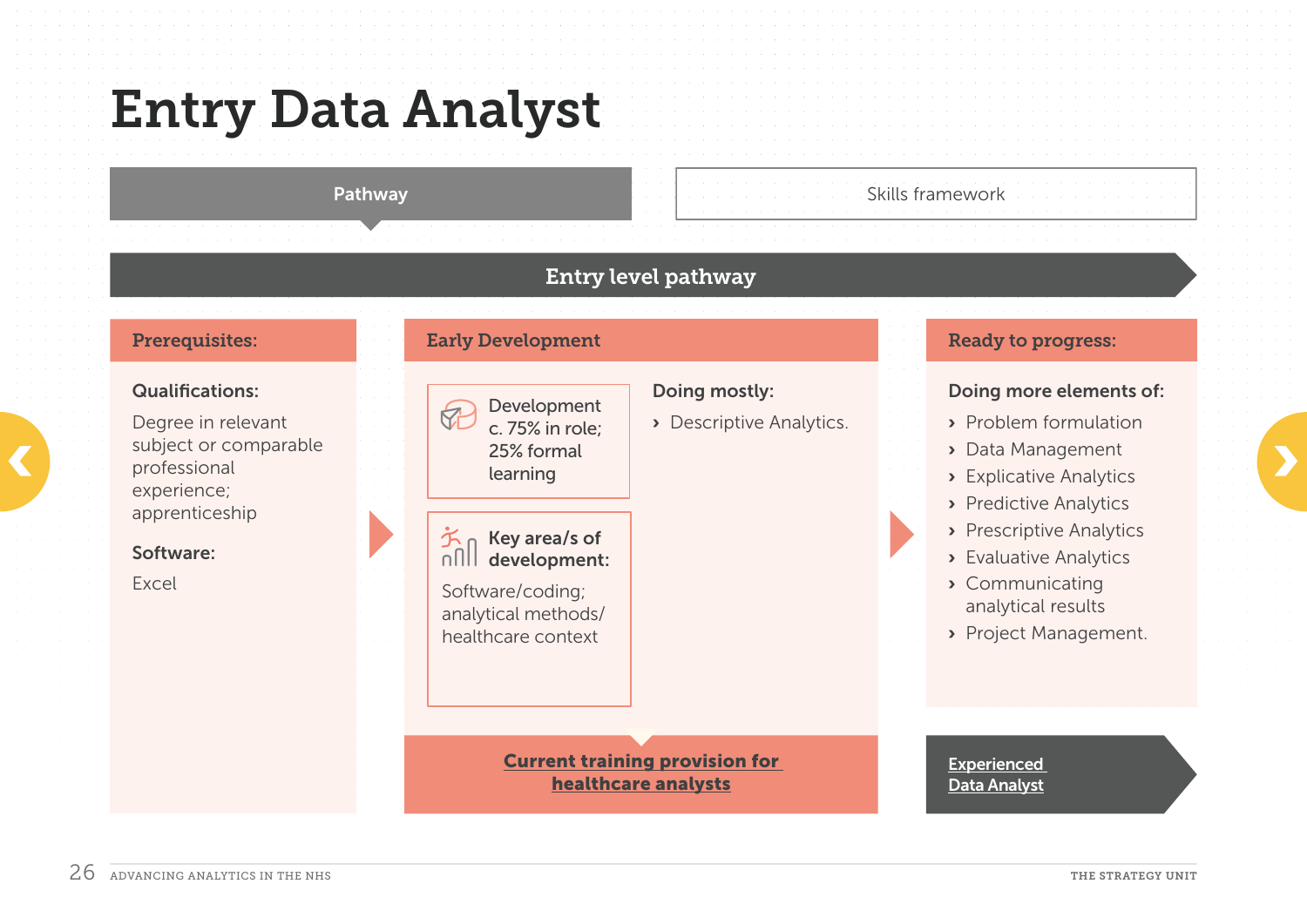# Entry Data Analyst

Pathway | Skills framework

## Entry level pathway

### Prerequisites:

**Qualifications:**

Degree in relevant subject or comparable professional experience; apprenticeship

**Software:**

Excel

### Early Development

Development c. 75% in role; 25% formal learning

**Key area/s of development:**

Software/coding; analytical methods/ healthcare context

**Doing mostly:**

- Descriptive Analytics.

**Current training provision for healthcare analysts**

### Ready to progress:

**Doing more elements of:**

- Problem formulation
- Data Management
- Explicative Analytics
- Predictive Analytics
- Prescriptive Analytics
- Evaluative Analytics
- Communicating analytical results
- Project Management.

**Experienced Data Analyst**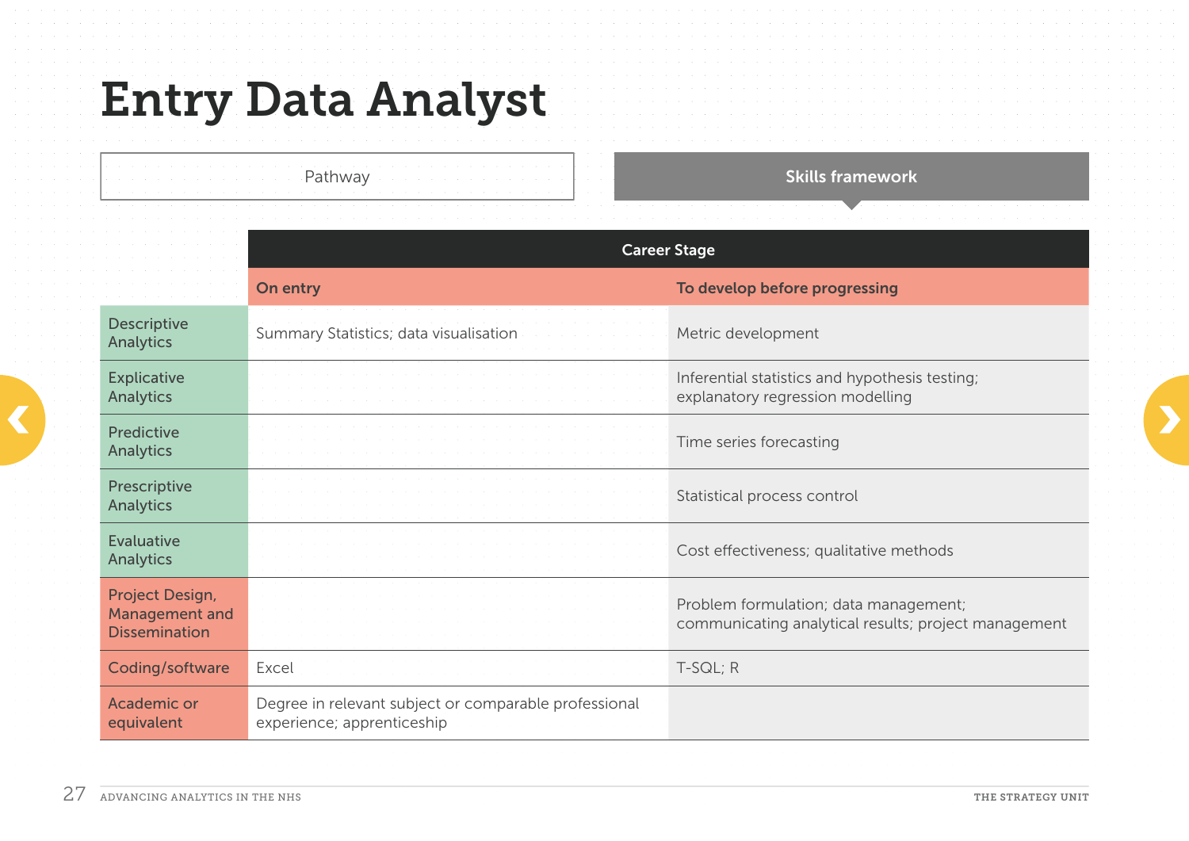# Entry Data Analyst

Pathway | **Skills framework**

| | Career Stage | |
|---|---|---|
| | **On entry** | **To develop before progressing** |
| Descriptive Analytics | Summary Statistics; data visualisation | Metric development |
| Explicative Analytics | | Inferential statistics and hypothesis testing; explanatory regression modelling |
| Predictive Analytics | | Time series forecasting |
| Prescriptive Analytics | | Statistical process control |
| Evaluative Analytics | | Cost effectiveness; qualitative methods |
| Project Design, Management and Dissemination | | Problem formulation; data management; communicating analytical results; project management |
| Coding/software | Excel | T-SQL; R |
| Academic or equivalent | Degree in relevant subject or comparable professional experience; apprenticeship | |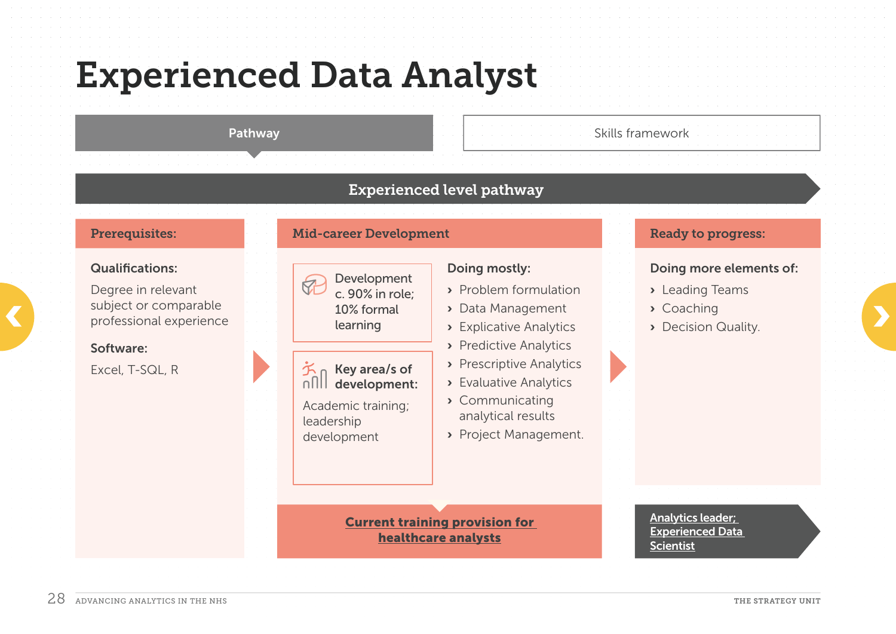# Experienced Data Analyst

Pathway | Skills framework

## Experienced level pathway

### Prerequisites:

**Qualifications:**

Degree in relevant subject or comparable professional experience

**Software:**

Excel, T-SQL, R

### Mid-career Development

Development c. 90% in role; 10% formal learning

**Key area/s of development:**

Academic training; leadership development

**Doing mostly:**

- Problem formulation
- Data Management
- Explicative Analytics
- Predictive Analytics
- Prescriptive Analytics
- Evaluative Analytics
- Communicating analytical results
- Project Management.

**Current training provision for healthcare analysts**

### Ready to progress:

**Doing more elements of:**

- Leading Teams
- Coaching
- Decision Quality.

**Analytics leader; Experienced Data Scientist**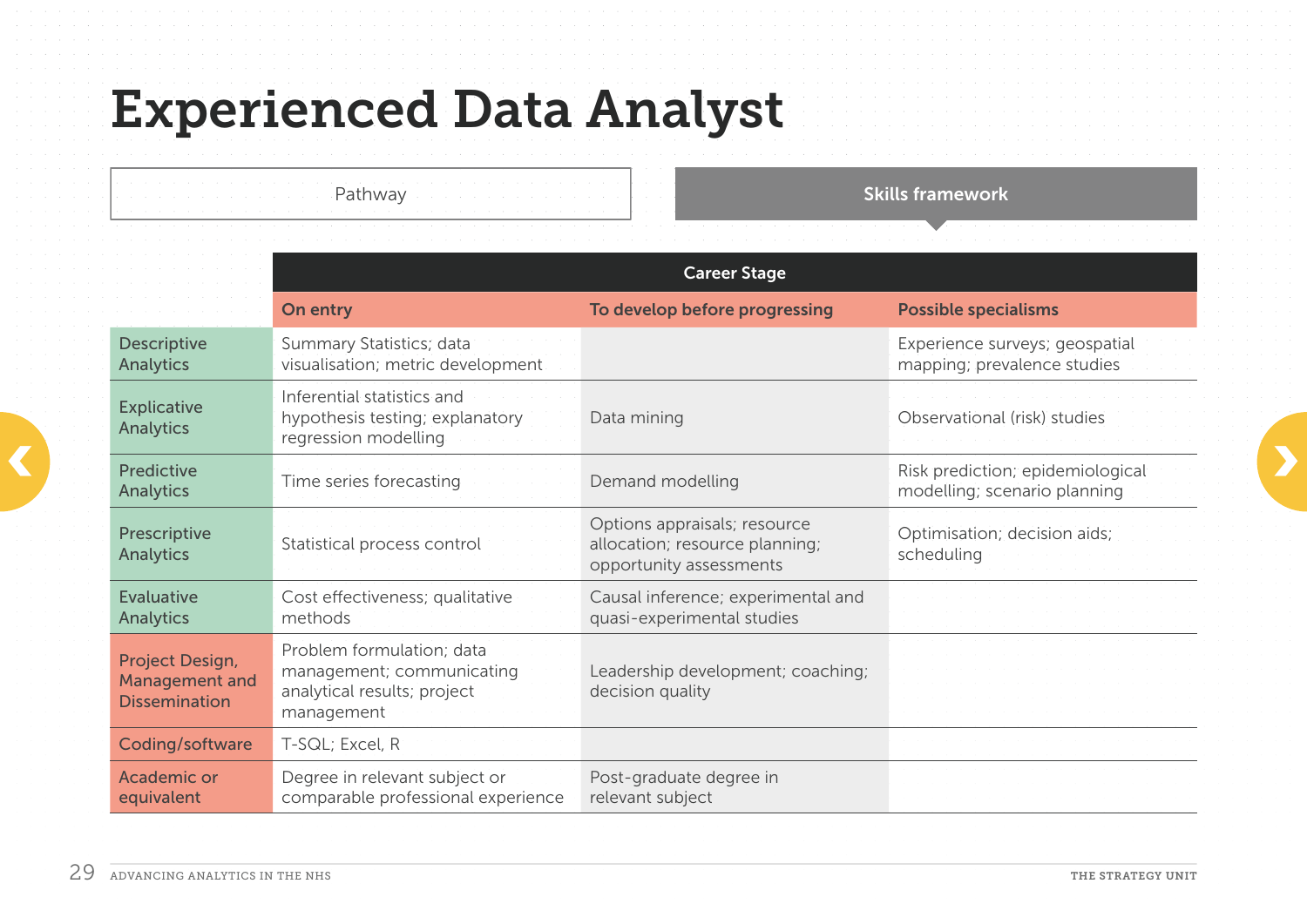# Experienced Data Analyst

Pathway | **Skills framework**

| | Career Stage | | |
|---|---|---|---|
| | **On entry** | **To develop before progressing** | **Possible specialisms** |
| Descriptive Analytics | Summary Statistics; data visualisation; metric development | | Experience surveys; geospatial mapping; prevalence studies |
| Explicative Analytics | Inferential statistics and hypothesis testing; explanatory regression modelling | Data mining | Observational (risk) studies |
| Predictive Analytics | Time series forecasting | Demand modelling | Risk prediction; epidemiological modelling; scenario planning |
| Prescriptive Analytics | Statistical process control | Options appraisals; resource allocation; resource planning; opportunity assessments | Optimisation; decision aids; scheduling |
| Evaluative Analytics | Cost effectiveness; qualitative methods | Causal inference; experimental and quasi-experimental studies | |
| Project Design, Management and Dissemination | Problem formulation; data management; communicating analytical results; project management | Leadership development; coaching; decision quality | |
| Coding/software | T-SQL; Excel, R | | |
| Academic or equivalent | Degree in relevant subject or comparable professional experience | Post-graduate degree in relevant subject | |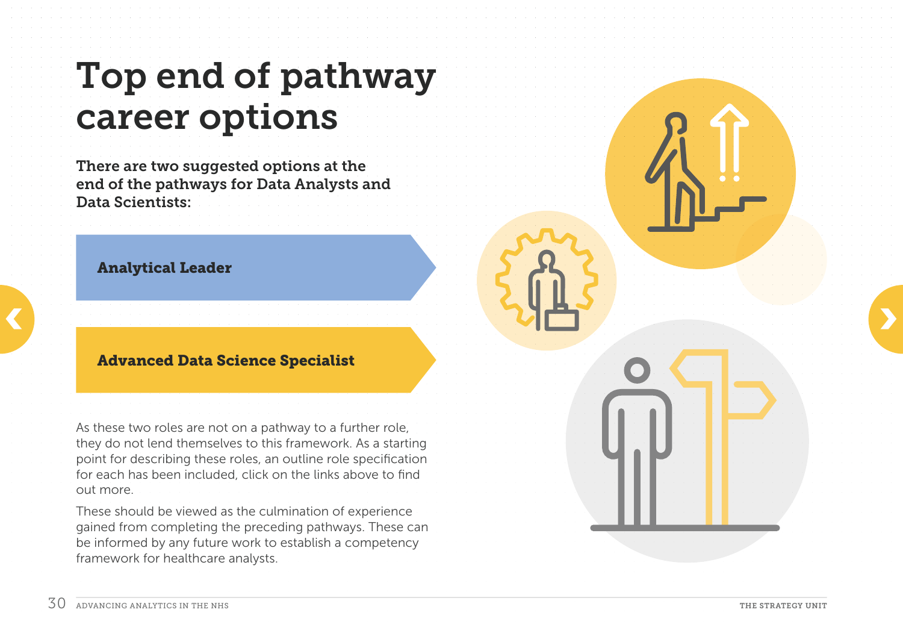# Top end of pathway career options

**There are two suggested options at the end of the pathways for Data Analysts and Data Scientists:**

**Analytical Leader**

**Advanced Data Science Specialist**

As these two roles are not on a pathway to a further role, they do not lend themselves to this framework. As a starting point for describing these roles, an outline role specification for each has been included, click on the links above to find out more.

These should be viewed as the culmination of experience gained from completing the preceding pathways. These can be informed by any future work to establish a competency framework for healthcare analysts.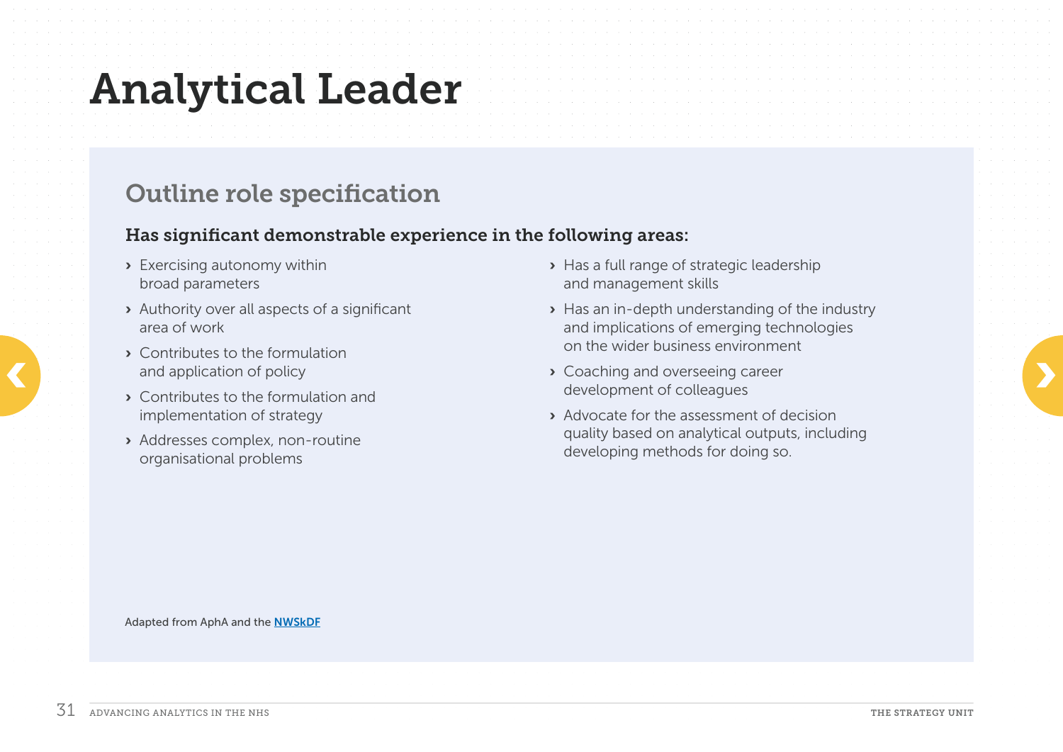# Analytical Leader

## Outline role specification

**Has significant demonstrable experience in the following areas:**

- Exercising autonomy within broad parameters
- Authority over all aspects of a significant area of work
- Contributes to the formulation and application of policy
- Contributes to the formulation and implementation of strategy
- Addresses complex, non-routine organisational problems
- Has a full range of strategic leadership and management skills
- Has an in-depth understanding of the industry and implications of emerging technologies on the wider business environment
- Coaching and overseeing career development of colleagues
- Advocate for the assessment of decision quality based on analytical outputs, including developing methods for doing so.

Adapted from AphA and the NWSkDF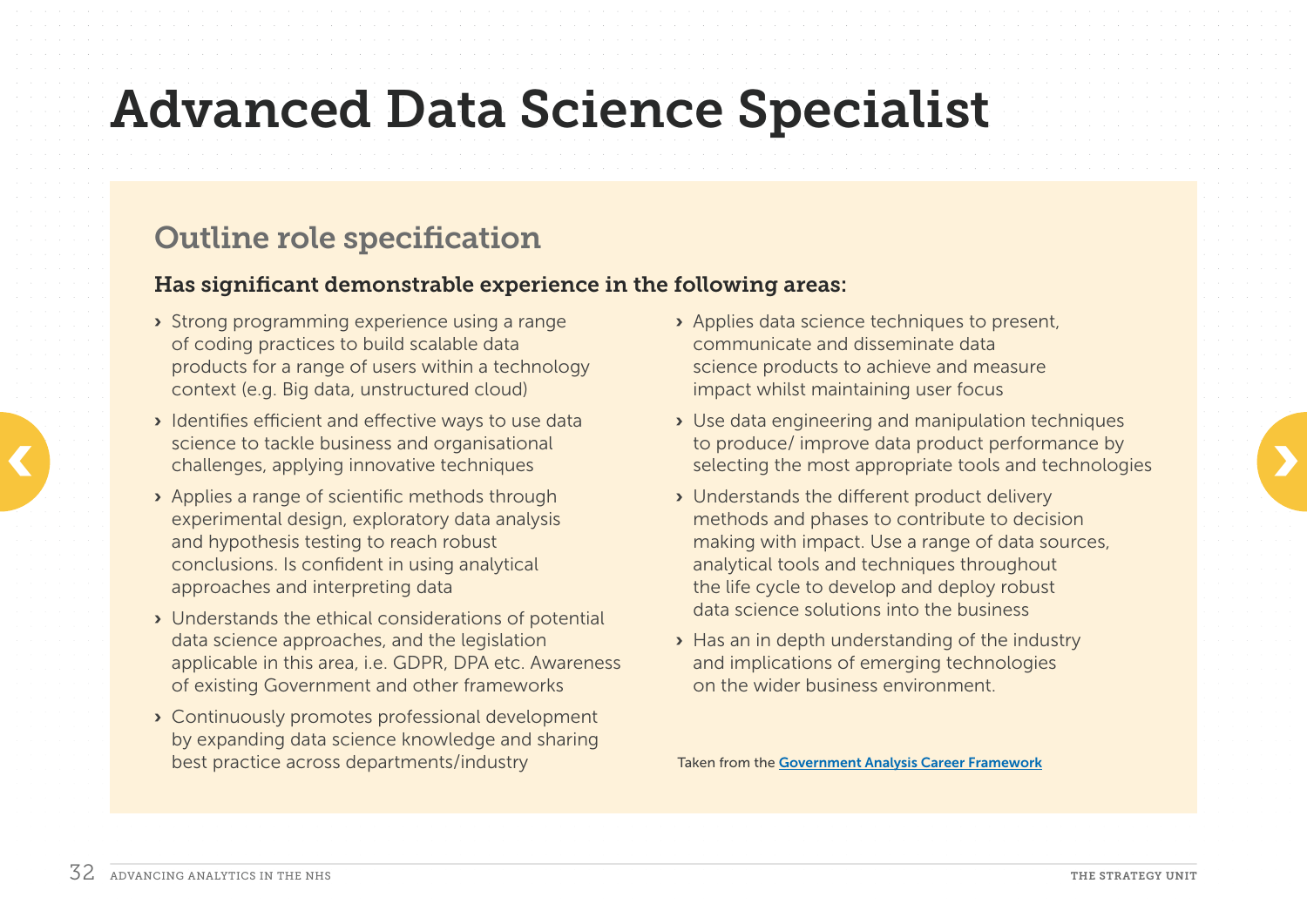# Advanced Data Science Specialist

## Outline role specification

**Has significant demonstrable experience in the following areas:**

- Strong programming experience using a range of coding practices to build scalable data products for a range of users within a technology context (e.g. Big data, unstructured cloud)
- Identifies efficient and effective ways to use data science to tackle business and organisational challenges, applying innovative techniques
- Applies a range of scientific methods through experimental design, exploratory data analysis and hypothesis testing to reach robust conclusions. Is confident in using analytical approaches and interpreting data
- Understands the ethical considerations of potential data science approaches, and the legislation applicable in this area, i.e. GDPR, DPA etc. Awareness of existing Government and other frameworks
- Continuously promotes professional development by expanding data science knowledge and sharing best practice across departments/industry
- Applies data science techniques to present, communicate and disseminate data science products to achieve and measure impact whilst maintaining user focus
- Use data engineering and manipulation techniques to produce/ improve data product performance by selecting the most appropriate tools and technologies
- Understands the different product delivery methods and phases to contribute to decision making with impact. Use a range of data sources, analytical tools and techniques throughout the life cycle to develop and deploy robust data science solutions into the business
- Has an in depth understanding of the industry and implications of emerging technologies on the wider business environment.

Taken from the [Government Analysis Career Framework]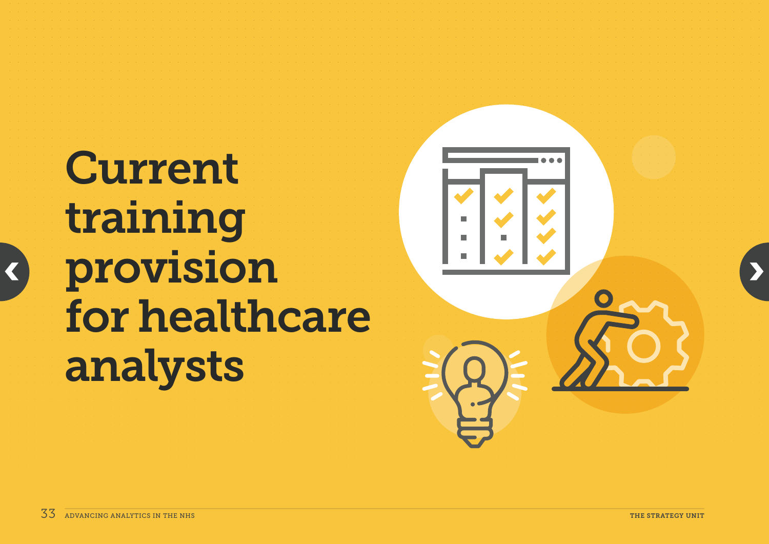# Current training provision for healthcare analysts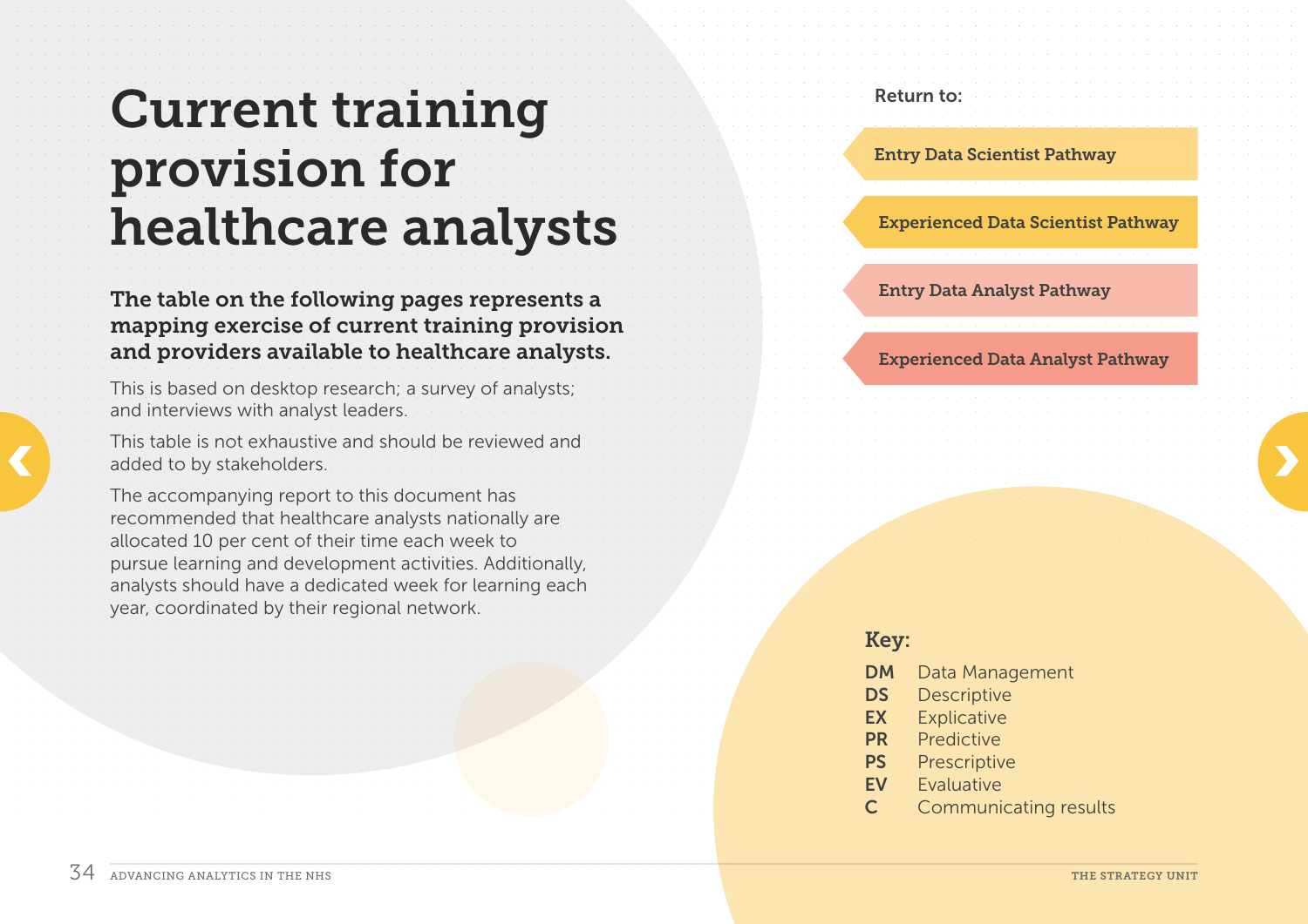# Current training provision for healthcare analysts

**The table on the following pages represents a mapping exercise of current training provision and providers available to healthcare analysts.**

This is based on desktop research; a survey of analysts; and interviews with analyst leaders.

This table is not exhaustive and should be reviewed and added to by stakeholders.

The accompanying report to this document has recommended that healthcare analysts nationally are allocated 10 per cent of their time each week to pursue learning and development activities. Additionally, analysts should have a dedicated week for learning each year, coordinated by their regional network.

Return to:

- Entry Data Scientist Pathway
- Experienced Data Scientist Pathway
- Entry Data Analyst Pathway
- Experienced Data Analyst Pathway

**Key:**

| | |
|---|---|
| DM | Data Management |
| DS | Descriptive |
| EX | Explicative |
| PR | Predictive |
| PS | Prescriptive |
| EV | Evaluative |
| C | Communicating results |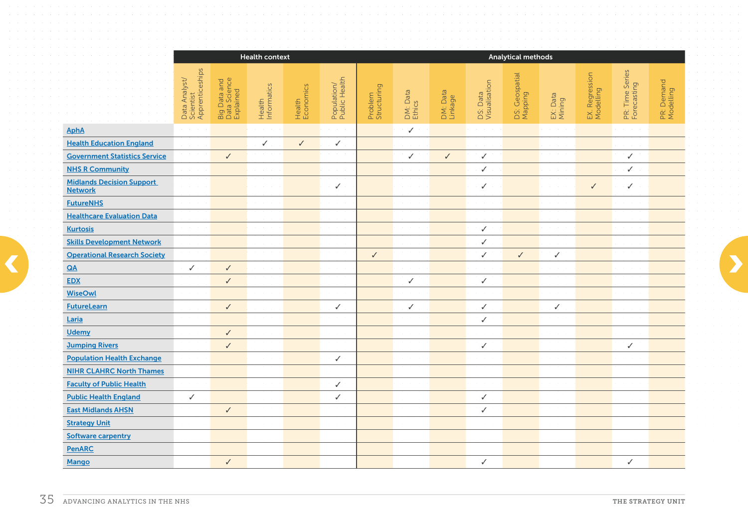| | Health context | | | | | Analytical methods | | | | | | | | |
|---|---|---|---|---|---|---|---|---|---|---|---|---|---|---|
| | Data Analyst/ Scientist Apprenticeships | Big Data and Data Science Explained | Health Informatics | Health Economics | Population/ Public Health | Problem Structuring | DM: Data Ethics | DM: Data Linkage | DS: Data Visualisation | DS: Geospatial Mapping | EX: Data Mining | EX. Regression Modelling | PR: Time Series Forecasting | PR: Demand Modelling |
| AphA | | | | | | | ✓ | | | | | | | |
| Health Education England | | | ✓ | ✓ | ✓ | | | | | | | | | |
| Government Statistics Service | | ✓ | | | | | ✓ | ✓ | ✓ | | | | ✓ | |
| NHS R Community | | | | | | | | | ✓ | | | | ✓ | |
| Midlands Decision Support Network | | | | | ✓ | | | | ✓ | | | ✓ | ✓ | |
| FutureNHS | | | | | | | | | | | | | | |
| Healthcare Evaluation Data | | | | | | | | | | | | | | |
| Kurtosis | | | | | | | | | ✓ | | | | | |
| Skills Development Network | | | | | | | | | ✓ | | | | | |
| Operational Research Society | | | | | | ✓ | | | ✓ | ✓ | ✓ | | | |
| QA | ✓ | ✓ | | | | | | | | | | | | |
| EDX | | ✓ | | | | | ✓ | | ✓ | | | | | |
| WiseOwl | | | | | | | | | | | | | | |
| FutureLearn | | ✓ | | | ✓ | | ✓ | | ✓ | | ✓ | | | |
| Laria | | | | | | | | | ✓ | | | | | |
| Udemy | | ✓ | | | | | | | | | | | | |
| Jumping Rivers | | ✓ | | | | | | | ✓ | | | | ✓ | |
| Population Health Exchange | | | | | ✓ | | | | | | | | | |
| NIHR CLAHRC North Thames | | | | | | | | | | | | | | |
| Faculty of Public Health | | | | | ✓ | | | | | | | | | |
| Public Health England | ✓ | | | | ✓ | | | | ✓ | | | | | |
| East Midlands AHSN | | ✓ | | | | | | | ✓ | | | | | |
| Strategy Unit | | | | | | | | | | | | | | |
| Software carpentry | | | | | | | | | | | | | | |
| PenARC | | | | | | | | | | | | | | |
| Mango | | ✓ | | | | | | | ✓ | | | | ✓ | |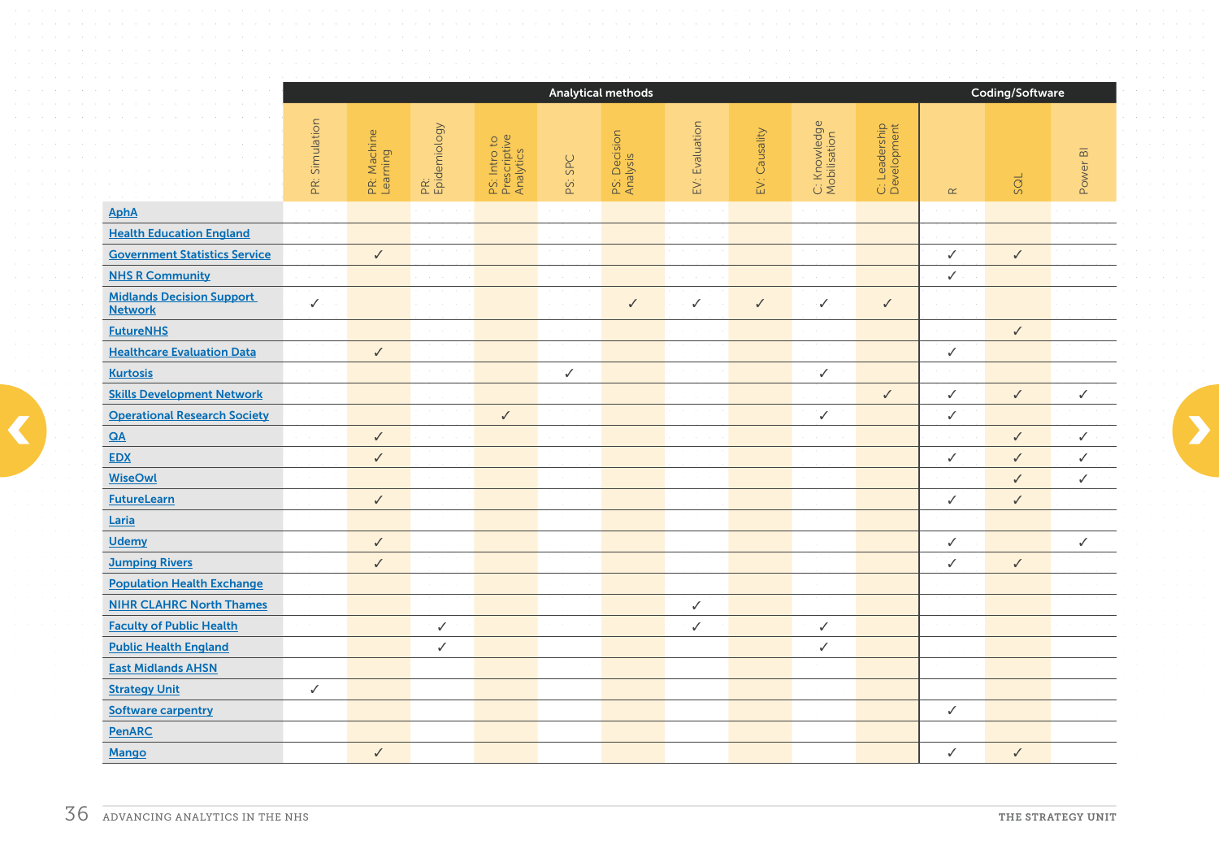| | Analytical methods | | | | | | | | | | Coding/Software | | |
|---|---|---|---|---|---|---|---|---|---|---|---|---|---|
| | PR: Simulation | PR: Machine Learning | PR: Epidemiology | PS: Intro to Prescriptive Analytics | PS: SPC | PS: Decision Analysis | EV: Evaluation | EV: Causality | C: Knowledge Mobilisation | C: Leadership Development | R | SQL | Power BI |
| AphA | | | | | | | | | | | | | |
| Health Education England | | | | | | | | | | | | | |
| Government Statistics Service | | ✓ | | | | | | | | | ✓ | ✓ | |
| NHS R Community | | | | | | | | | | | ✓ | | |
| Midlands Decision Support Network | ✓ | | | | | ✓ | ✓ | ✓ | ✓ | ✓ | | | |
| FutureNHS | | | | | | | | | | | | ✓ | |
| Healthcare Evaluation Data | | ✓ | | | | | | | | | ✓ | | |
| Kurtosis | | | | | ✓ | | | | ✓ | | | | |
| Skills Development Network | | | | | | | | | | ✓ | ✓ | ✓ | ✓ |
| Operational Research Society | | | | ✓ | | | | | ✓ | | ✓ | | |
| QA | | ✓ | | | | | | | | | | ✓ | ✓ |
| EDX | | ✓ | | | | | | | | | ✓ | ✓ | ✓ |
| WiseOwl | | | | | | | | | | | | ✓ | ✓ |
| FutureLearn | | ✓ | | | | | | | | | ✓ | ✓ | |
| Laria | | | | | | | | | | | | | |
| Udemy | | ✓ | | | | | | | | | ✓ | | ✓ |
| Jumping Rivers | | ✓ | | | | | | | | | ✓ | ✓ | |
| Population Health Exchange | | | | | | | | | | | | | |
| NIHR CLAHRC North Thames | | | | | | | ✓ | | | | | | |
| Faculty of Public Health | | | ✓ | | | | ✓ | | ✓ | | | | |
| Public Health England | | | ✓ | | | | | | ✓ | | | | |
| East Midlands AHSN | | | | | | | | | | | | | |
| Strategy Unit | ✓ | | | | | | | | | | | | |
| Software carpentry | | | | | | | | | | | ✓ | | |
| PenARC | | | | | | | | | | | | | |
| Mango | | ✓ | | | | | | | | | ✓ | ✓ | |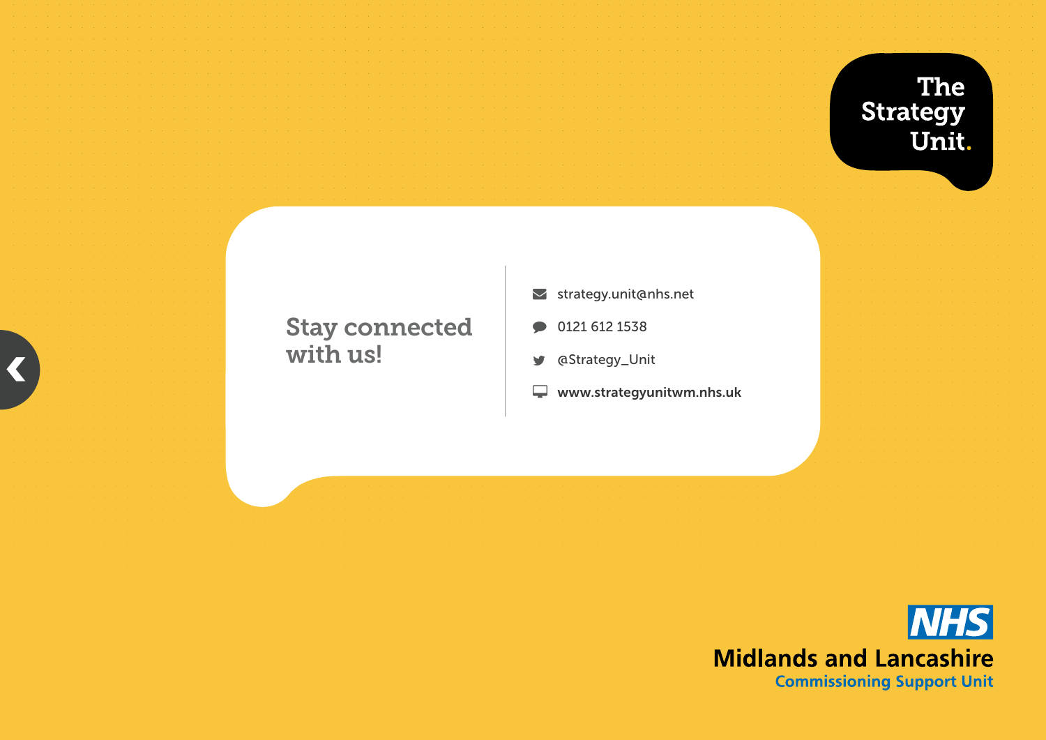The Strategy Unit.

## Stay connected with us!

strategy.unit@nhs.net

0121 612 1538

@Strategy_Unit

**www.strategyunitwm.nhs.uk**

NHS

**Midlands and Lancashire**

Commissioning Support Unit